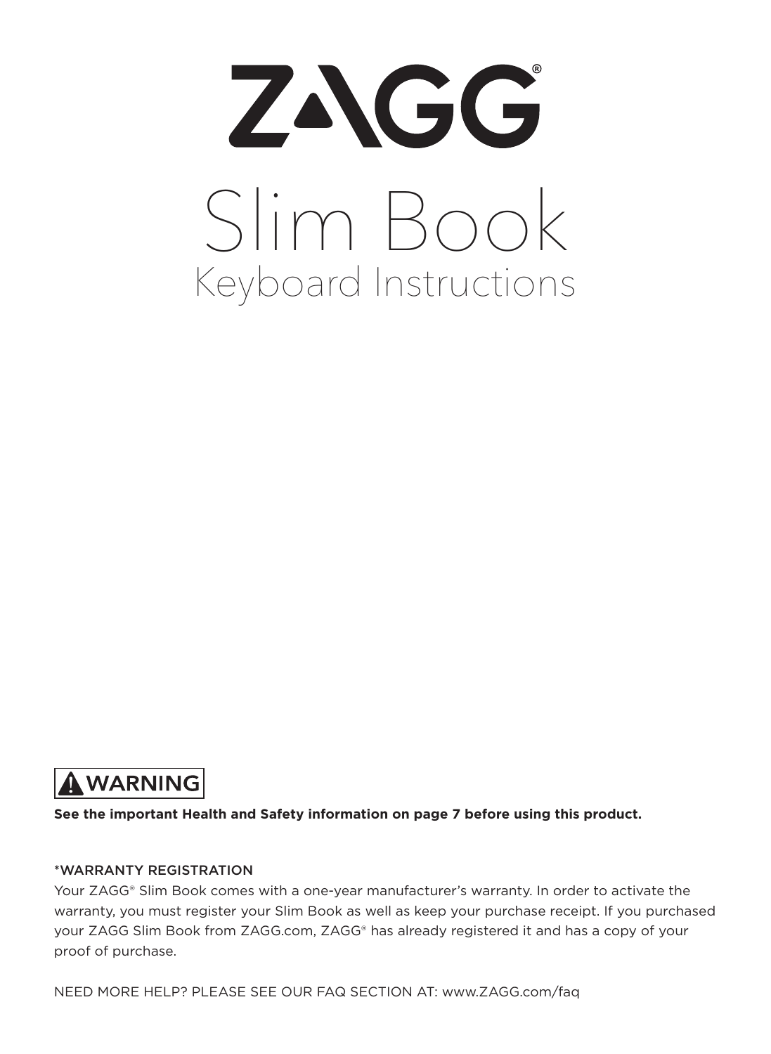# ZAGG®

# Slim Book

## Keyboard Instructions

**⚠ WARNING**

**See the important Health and Safety information on page 7 before using this product.**

*WARRANTY REGISTRATION

Your ZAGG® Slim Book comes with a one-year manufacturer's warranty. In order to activate the warranty, you must register your Slim Book as well as keep your purchase receipt. If you purchased your ZAGG Slim Book from ZAGG.com, ZAGG® has already registered it and has a copy of your proof of purchase.

NEED MORE HELP? PLEASE SEE OUR FAQ SECTION AT: www.ZAGG.com/faq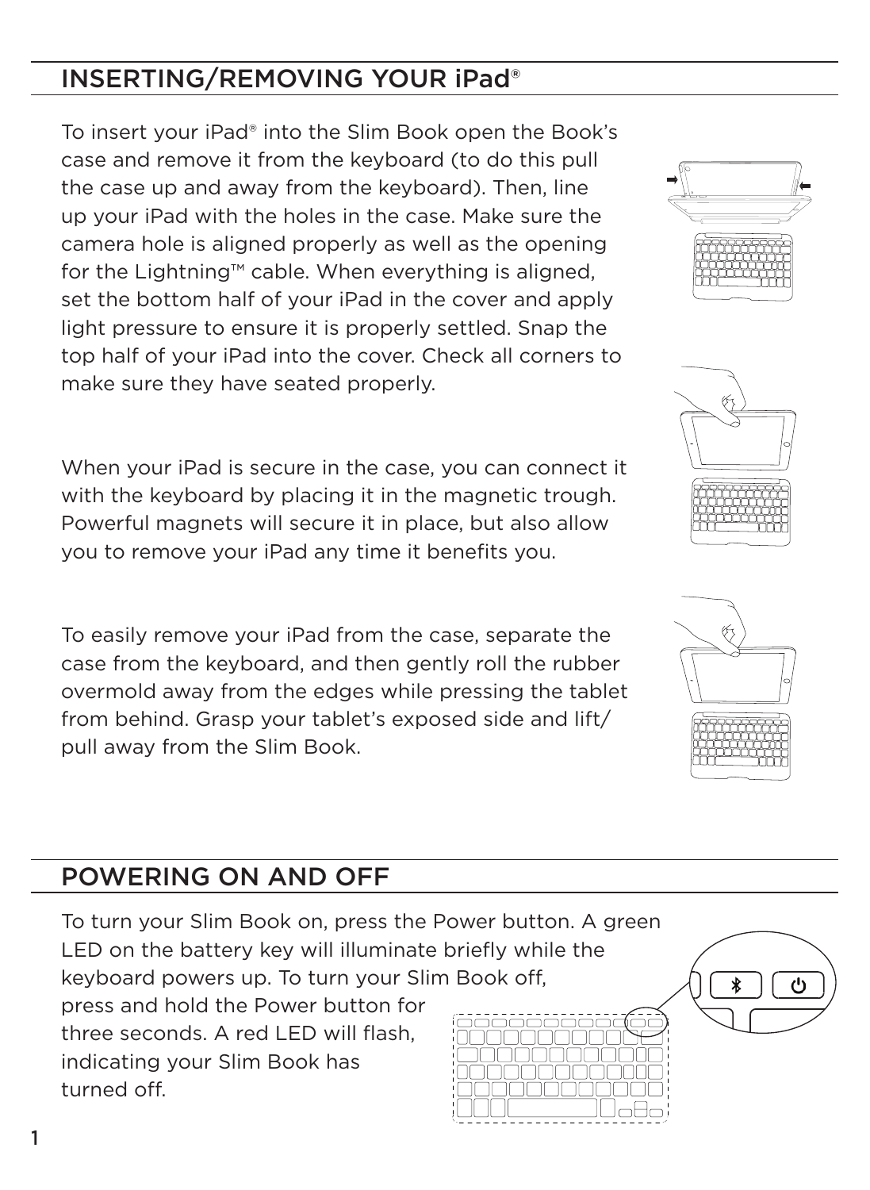## INSERTING/REMOVING YOUR iPad®

To insert your iPad® into the Slim Book open the Book's case and remove it from the keyboard (to do this pull the case up and away from the keyboard). Then, line up your iPad with the holes in the case. Make sure the camera hole is aligned properly as well as the opening for the Lightning™ cable. When everything is aligned, set the bottom half of your iPad in the cover and apply light pressure to ensure it is properly settled. Snap the top half of your iPad into the cover. Check all corners to make sure they have seated properly.

When your iPad is secure in the case, you can connect it with the keyboard by placing it in the magnetic trough. Powerful magnets will secure it in place, but also allow you to remove your iPad any time it benefits you.

To easily remove your iPad from the case, separate the case from the keyboard, and then gently roll the rubber overmold away from the edges while pressing the tablet from behind. Grasp your tablet's exposed side and lift/pull away from the Slim Book.

## POWERING ON AND OFF

To turn your Slim Book on, press the Power button. A green LED on the battery key will illuminate briefly while the keyboard powers up. To turn your Slim Book off, press and hold the Power button for three seconds. A red LED will flash, indicating your Slim Book has turned off.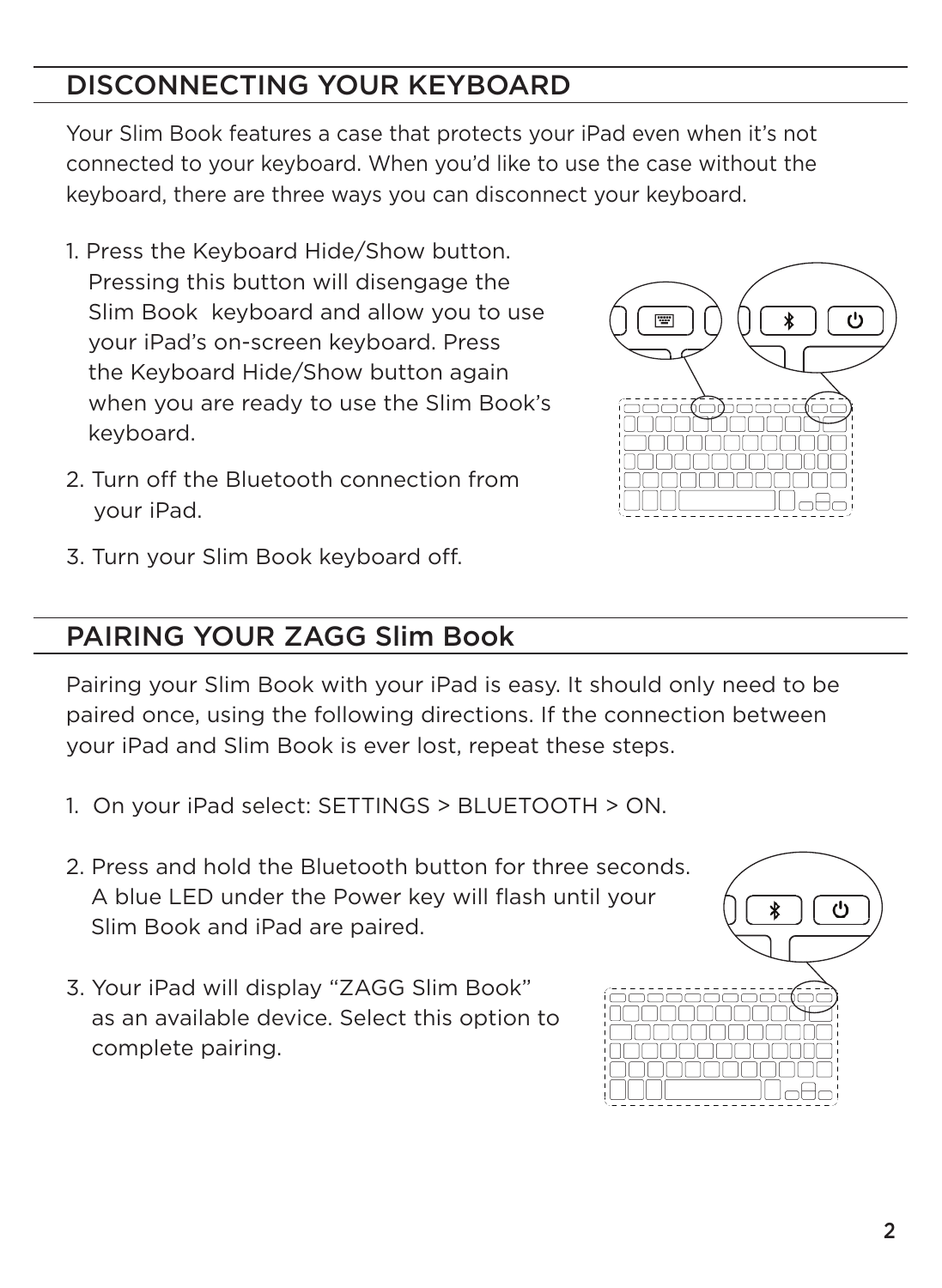## DISCONNECTING YOUR KEYBOARD

Your Slim Book features a case that protects your iPad even when it's not connected to your keyboard. When you'd like to use the case without the keyboard, there are three ways you can disconnect your keyboard.

1. Press the Keyboard Hide/Show button. Pressing this button will disengage the Slim Book keyboard and allow you to use your iPad's on-screen keyboard. Press the Keyboard Hide/Show button again when you are ready to use the Slim Book's keyboard.
2. Turn off the Bluetooth connection from your iPad.
3. Turn your Slim Book keyboard off.

## PAIRING YOUR ZAGG Slim Book

Pairing your Slim Book with your iPad is easy. It should only need to be paired once, using the following directions. If the connection between your iPad and Slim Book is ever lost, repeat these steps.

1. On your iPad select: SETTINGS > BLUETOOTH > ON.
2. Press and hold the Bluetooth button for three seconds. A blue LED under the Power key will flash until your Slim Book and iPad are paired.
3. Your iPad will display "ZAGG Slim Book" as an available device. Select this option to complete pairing.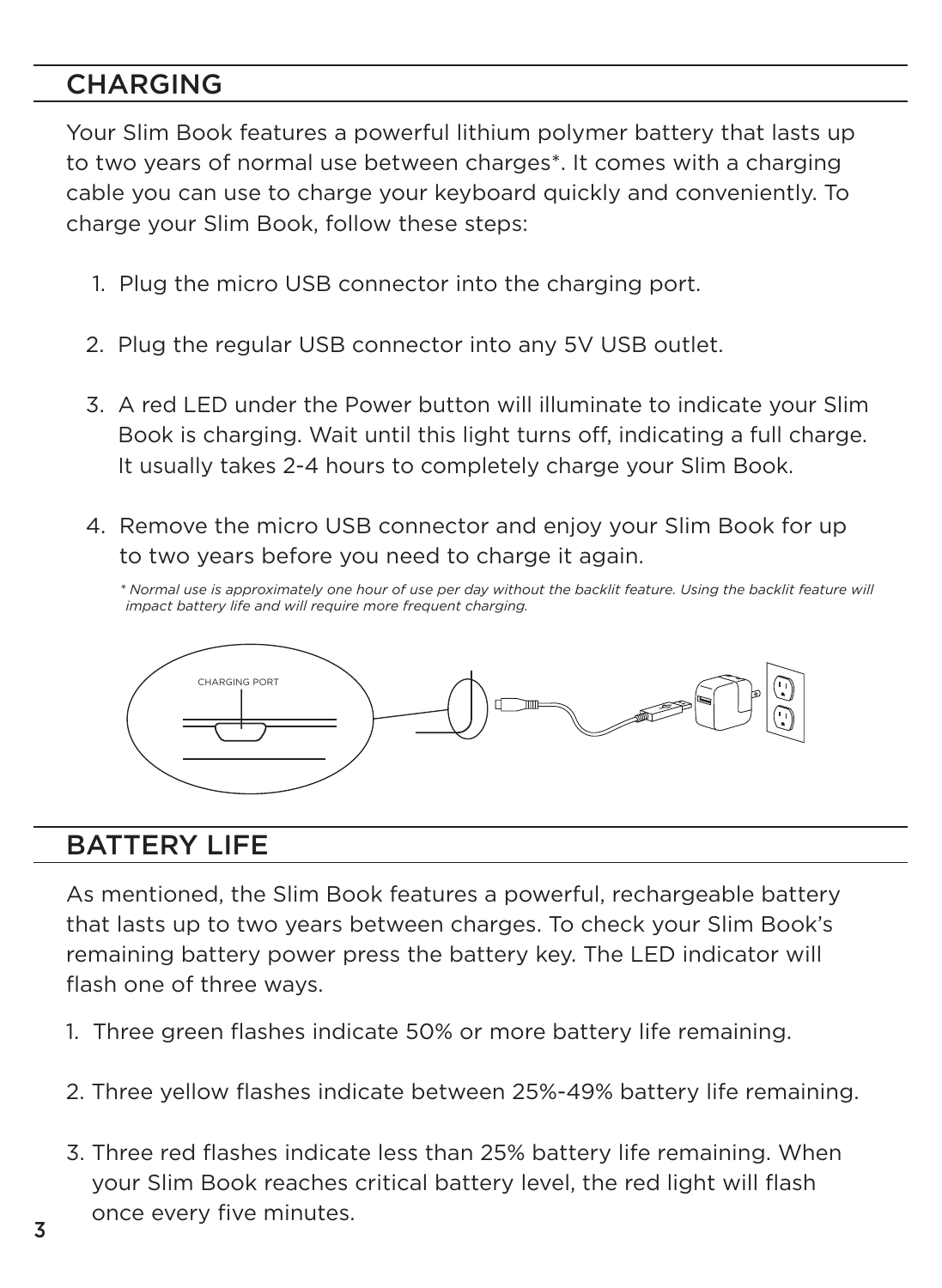## CHARGING

Your Slim Book features a powerful lithium polymer battery that lasts up to two years of normal use between charges*. It comes with a charging cable you can use to charge your keyboard quickly and conveniently. To charge your Slim Book, follow these steps:

1. Plug the micro USB connector into the charging port.
2. Plug the regular USB connector into any 5V USB outlet.
3. A red LED under the Power button will illuminate to indicate your Slim Book is charging. Wait until this light turns off, indicating a full charge. It usually takes 2-4 hours to completely charge your Slim Book.
4. Remove the micro USB connector and enjoy your Slim Book for up to two years before you need to charge it again.

*\* Normal use is approximately one hour of use per day without the backlit feature. Using the backlit feature will impact battery life and will require more frequent charging.*

CHARGING PORT

## BATTERY LIFE

As mentioned, the Slim Book features a powerful, rechargeable battery that lasts up to two years between charges. To check your Slim Book's remaining battery power press the battery key. The LED indicator will flash one of three ways.

1. Three green flashes indicate 50% or more battery life remaining.
2. Three yellow flashes indicate between 25%-49% battery life remaining.
3. Three red flashes indicate less than 25% battery life remaining. When your Slim Book reaches critical battery level, the red light will flash once every five minutes.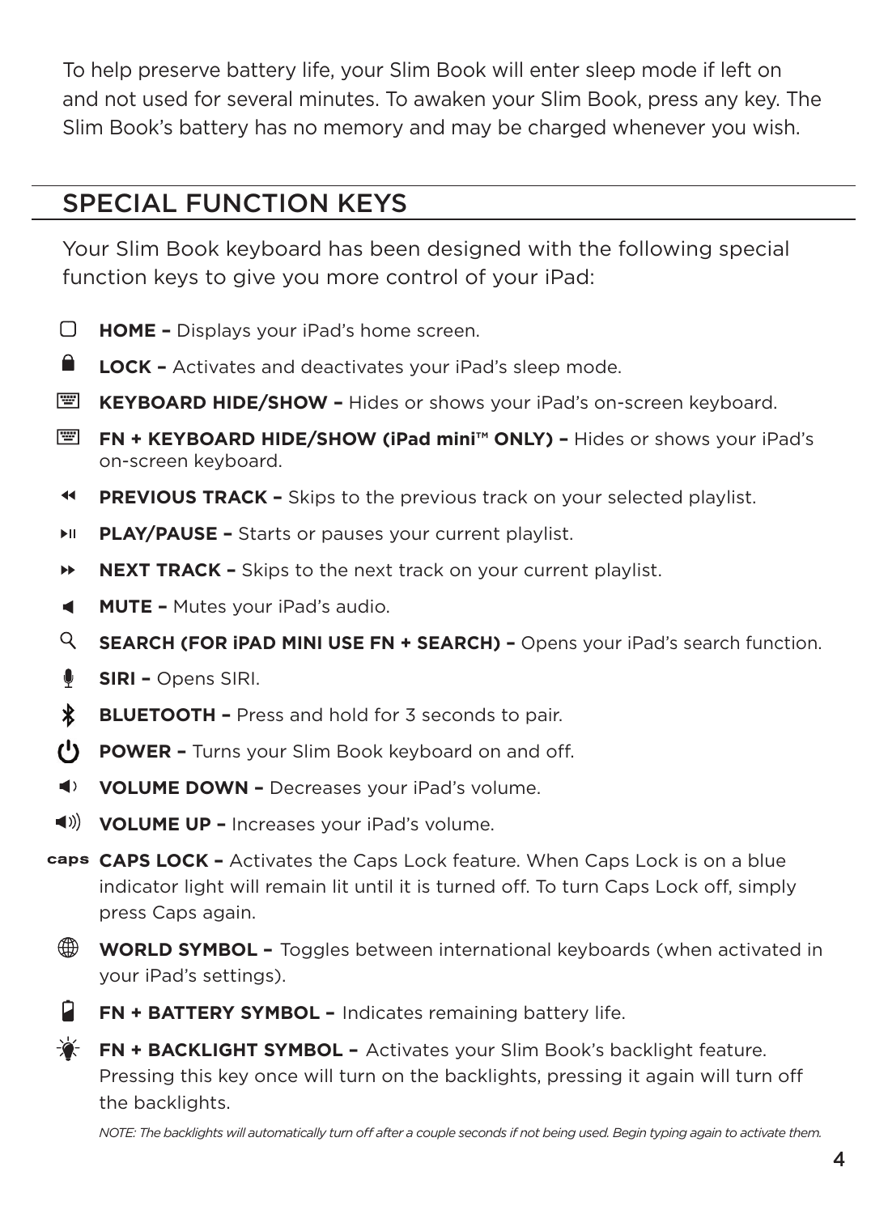To help preserve battery life, your Slim Book will enter sleep mode if left on and not used for several minutes. To awaken your Slim Book, press any key. The Slim Book's battery has no memory and may be charged whenever you wish.

## SPECIAL FUNCTION KEYS

Your Slim Book keyboard has been designed with the following special function keys to give you more control of your iPad:

- **HOME –** Displays your iPad's home screen.
- **LOCK –** Activates and deactivates your iPad's sleep mode.
- **KEYBOARD HIDE/SHOW –** Hides or shows your iPad's on-screen keyboard.
- **FN + KEYBOARD HIDE/SHOW (iPad mini™ ONLY) –** Hides or shows your iPad's on-screen keyboard.
- **PREVIOUS TRACK –** Skips to the previous track on your selected playlist.
- **PLAY/PAUSE –** Starts or pauses your current playlist.
- **NEXT TRACK –** Skips to the next track on your current playlist.
- **MUTE –** Mutes your iPad's audio.
- **SEARCH (FOR iPAD MINI USE FN + SEARCH) –** Opens your iPad's search function.
- **SIRI –** Opens SIRI.
- **BLUETOOTH –** Press and hold for 3 seconds to pair.
- **POWER –** Turns your Slim Book keyboard on and off.
- **VOLUME DOWN –** Decreases your iPad's volume.
- **VOLUME UP –** Increases your iPad's volume.
- caps **CAPS LOCK –** Activates the Caps Lock feature. When Caps Lock is on a blue indicator light will remain lit until it is turned off. To turn Caps Lock off, simply press Caps again.
- **WORLD SYMBOL –** Toggles between international keyboards (when activated in your iPad's settings).
- **FN + BATTERY SYMBOL –** Indicates remaining battery life.
- **FN + BACKLIGHT SYMBOL –** Activates your Slim Book's backlight feature. Pressing this key once will turn on the backlights, pressing it again will turn off the backlights.

*NOTE: The backlights will automatically turn off after a couple seconds if not being used. Begin typing again to activate them.*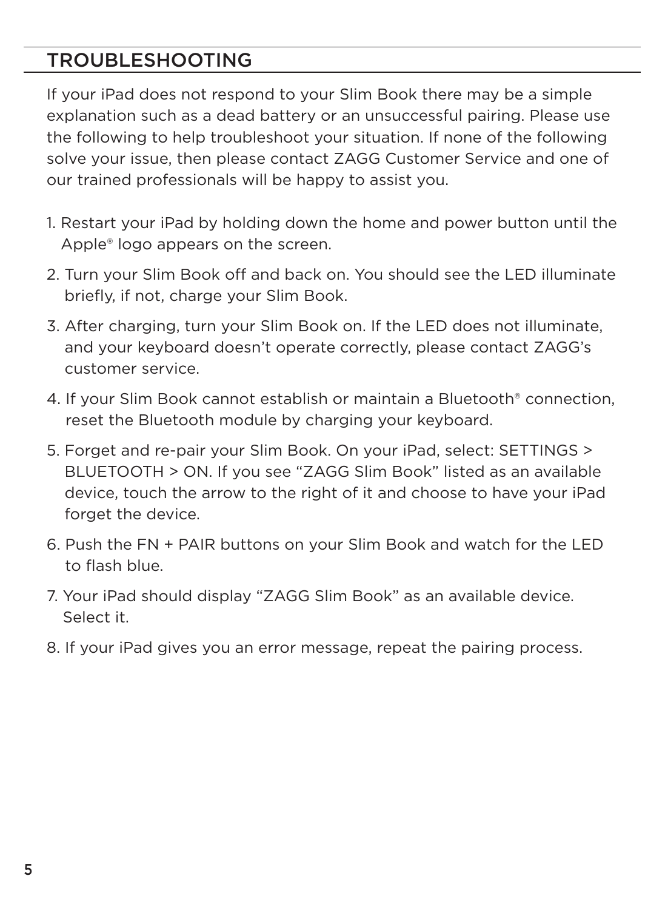## TROUBLESHOOTING

If your iPad does not respond to your Slim Book there may be a simple explanation such as a dead battery or an unsuccessful pairing. Please use the following to help troubleshoot your situation. If none of the following solve your issue, then please contact ZAGG Customer Service and one of our trained professionals will be happy to assist you.

1. Restart your iPad by holding down the home and power button until the Apple® logo appears on the screen.
2. Turn your Slim Book off and back on. You should see the LED illuminate briefly, if not, charge your Slim Book.
3. After charging, turn your Slim Book on. If the LED does not illuminate, and your keyboard doesn't operate correctly, please contact ZAGG's customer service.
4. If your Slim Book cannot establish or maintain a Bluetooth® connection, reset the Bluetooth module by charging your keyboard.
5. Forget and re-pair your Slim Book. On your iPad, select: SETTINGS > BLUETOOTH > ON. If you see "ZAGG Slim Book" listed as an available device, touch the arrow to the right of it and choose to have your iPad forget the device.
6. Push the FN + PAIR buttons on your Slim Book and watch for the LED to flash blue.
7. Your iPad should display "ZAGG Slim Book" as an available device. Select it.
8. If your iPad gives you an error message, repeat the pairing process.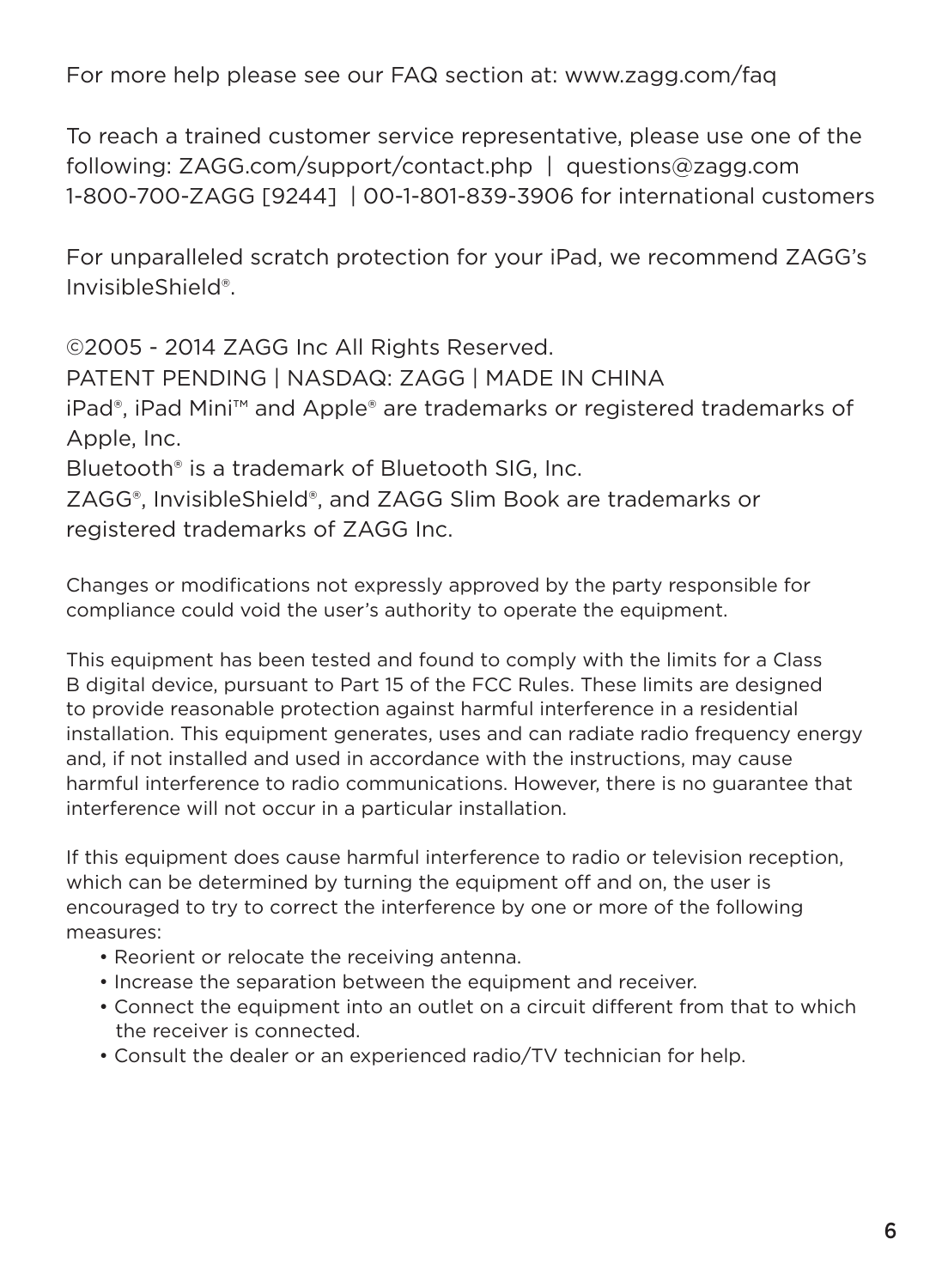For more help please see our FAQ section at: www.zagg.com/faq

To reach a trained customer service representative, please use one of the following: ZAGG.com/support/contact.php | questions@zagg.com
1-800-700-ZAGG [9244] | 00-1-801-839-3906 for international customers

For unparalleled scratch protection for your iPad, we recommend ZAGG's InvisibleShield®.

©2005 - 2014 ZAGG Inc All Rights Reserved.
PATENT PENDING | NASDAQ: ZAGG | MADE IN CHINA
iPad®, iPad Mini™ and Apple® are trademarks or registered trademarks of Apple, Inc.
Bluetooth® is a trademark of Bluetooth SIG, Inc.
ZAGG®, InvisibleShield®, and ZAGG Slim Book are trademarks or registered trademarks of ZAGG Inc.

Changes or modifications not expressly approved by the party responsible for compliance could void the user's authority to operate the equipment.

This equipment has been tested and found to comply with the limits for a Class B digital device, pursuant to Part 15 of the FCC Rules. These limits are designed to provide reasonable protection against harmful interference in a residential installation. This equipment generates, uses and can radiate radio frequency energy and, if not installed and used in accordance with the instructions, may cause harmful interference to radio communications. However, there is no guarantee that interference will not occur in a particular installation.

If this equipment does cause harmful interference to radio or television reception, which can be determined by turning the equipment off and on, the user is encouraged to try to correct the interference by one or more of the following measures:

- Reorient or relocate the receiving antenna.
- Increase the separation between the equipment and receiver.
- Connect the equipment into an outlet on a circuit different from that to which the receiver is connected.
- Consult the dealer or an experienced radio/TV technician for help.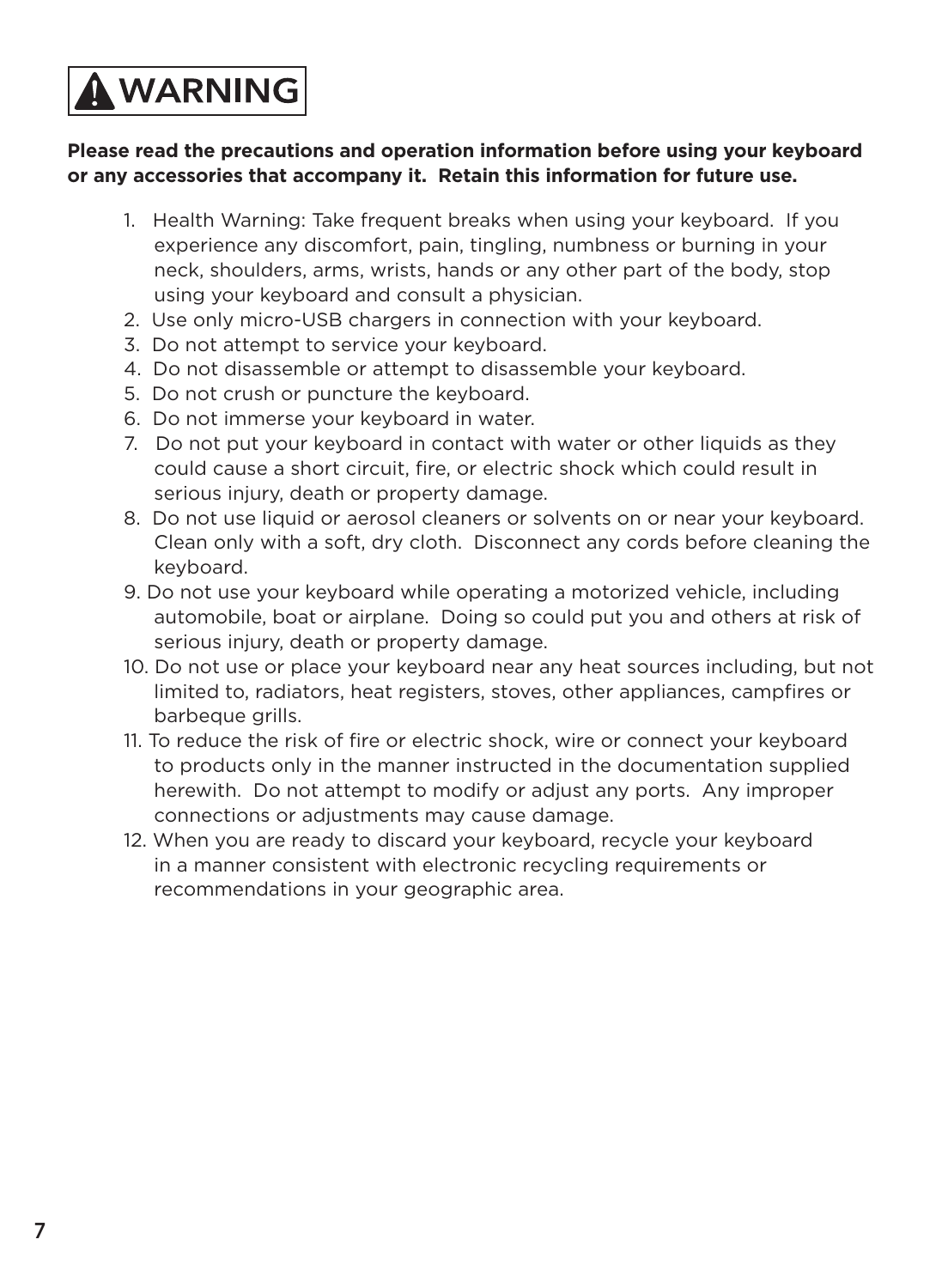# ⚠ WARNING

**Please read the precautions and operation information before using your keyboard or any accessories that accompany it. Retain this information for future use.**

1. Health Warning: Take frequent breaks when using your keyboard. If you experience any discomfort, pain, tingling, numbness or burning in your neck, shoulders, arms, wrists, hands or any other part of the body, stop using your keyboard and consult a physician.
2. Use only micro-USB chargers in connection with your keyboard.
3. Do not attempt to service your keyboard.
4. Do not disassemble or attempt to disassemble your keyboard.
5. Do not crush or puncture the keyboard.
6. Do not immerse your keyboard in water.
7. Do not put your keyboard in contact with water or other liquids as they could cause a short circuit, fire, or electric shock which could result in serious injury, death or property damage.
8. Do not use liquid or aerosol cleaners or solvents on or near your keyboard. Clean only with a soft, dry cloth. Disconnect any cords before cleaning the keyboard.
9. Do not use your keyboard while operating a motorized vehicle, including automobile, boat or airplane. Doing so could put you and others at risk of serious injury, death or property damage.
10. Do not use or place your keyboard near any heat sources including, but not limited to, radiators, heat registers, stoves, other appliances, campfires or barbeque grills.
11. To reduce the risk of fire or electric shock, wire or connect your keyboard to products only in the manner instructed in the documentation supplied herewith. Do not attempt to modify or adjust any ports. Any improper connections or adjustments may cause damage.
12. When you are ready to discard your keyboard, recycle your keyboard in a manner consistent with electronic recycling requirements or recommendations in your geographic area.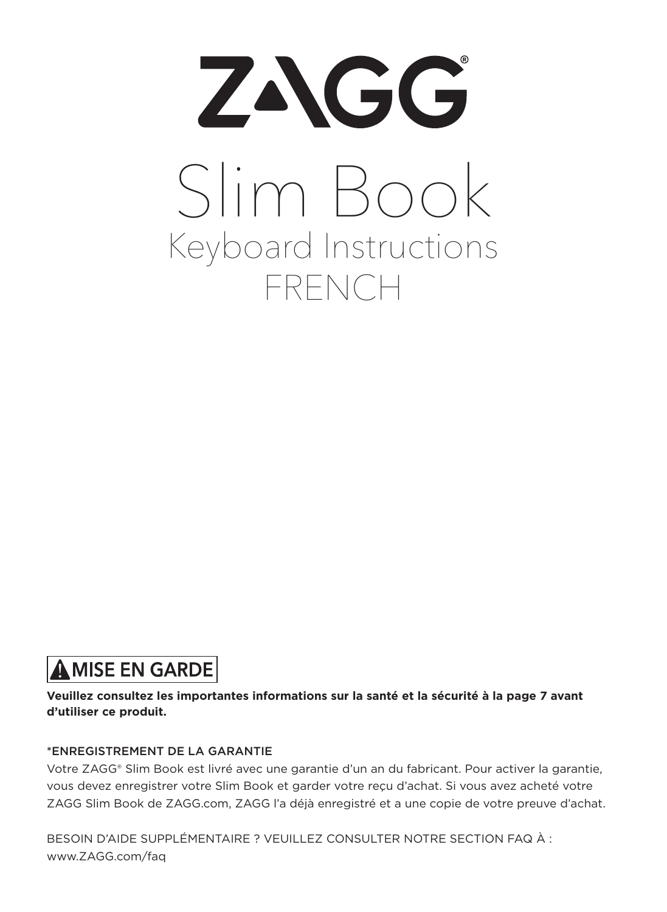# ZAGG®

# Slim Book

## Keyboard Instructions

## FRENCH

**⚠ MISE EN GARDE**

**Veuillez consultez les importantes informations sur la santé et la sécurité à la page 7 avant d'utiliser ce produit.**

*ENREGISTREMENT DE LA GARANTIE

Votre ZAGG® Slim Book est livré avec une garantie d'un an du fabricant. Pour activer la garantie, vous devez enregistrer votre Slim Book et garder votre reçu d'achat. Si vous avez acheté votre ZAGG Slim Book de ZAGG.com, ZAGG l'a déjà enregistré et a une copie de votre preuve d'achat.

BESOIN D'AIDE SUPPLÉMENTAIRE ? VEUILLEZ CONSULTER NOTRE SECTION FAQ À : www.ZAGG.com/faq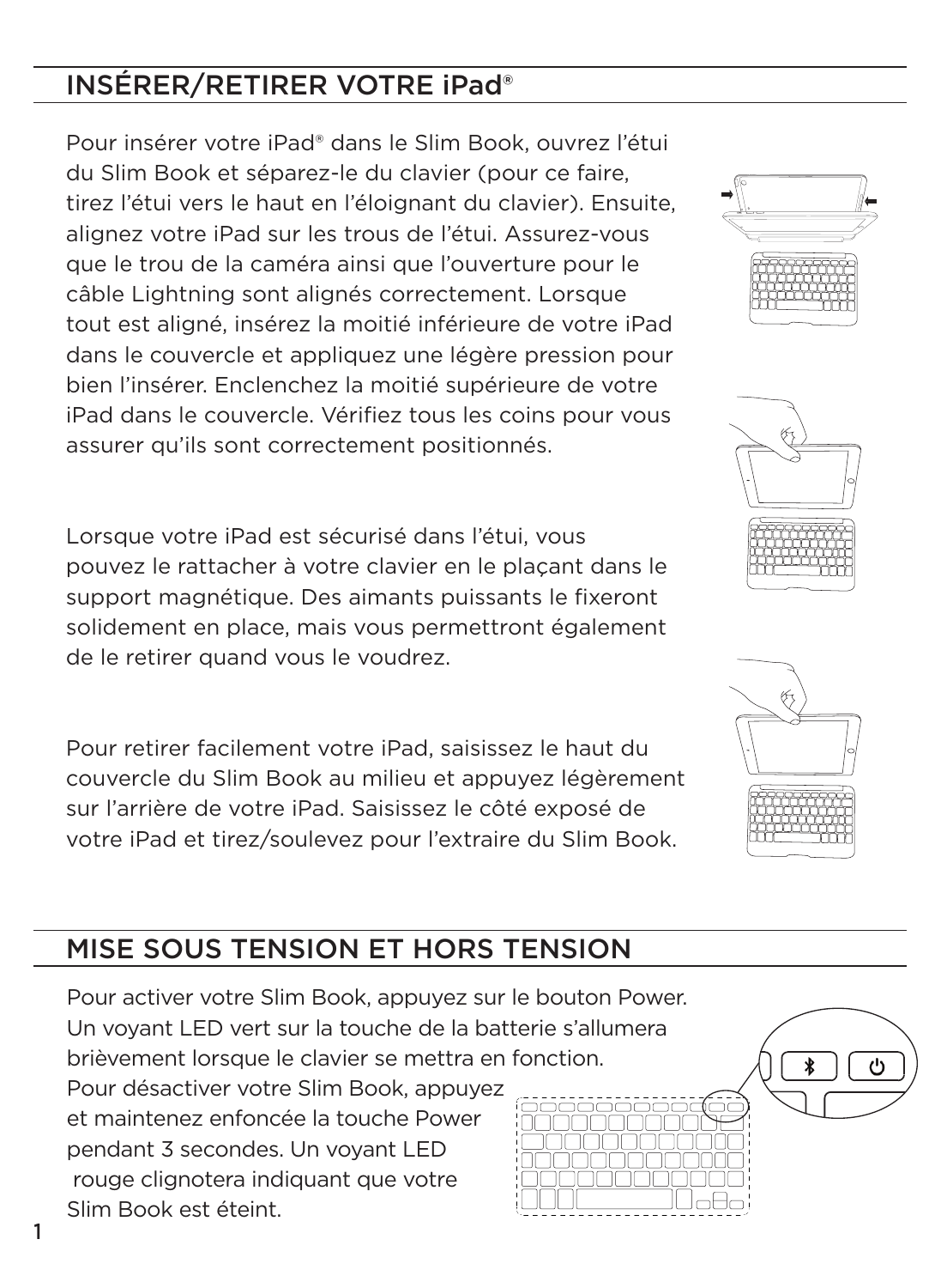## INSÉRER/RETIRER VOTRE iPad®

Pour insérer votre iPad® dans le Slim Book, ouvrez l'étui du Slim Book et séparez-le du clavier (pour ce faire, tirez l'étui vers le haut en l'éloignant du clavier). Ensuite, alignez votre iPad sur les trous de l'étui. Assurez-vous que le trou de la caméra ainsi que l'ouverture pour le câble Lightning sont alignés correctement. Lorsque tout est aligné, insérez la moitié inférieure de votre iPad dans le couvercle et appliquez une légère pression pour bien l'insérer. Enclenchez la moitié supérieure de votre iPad dans le couvercle. Vérifiez tous les coins pour vous assurer qu'ils sont correctement positionnés.

Lorsque votre iPad est sécurisé dans l'étui, vous pouvez le rattacher à votre clavier en le plaçant dans le support magnétique. Des aimants puissants le fixeront solidement en place, mais vous permettront également de le retirer quand vous le voudrez.

Pour retirer facilement votre iPad, saisissez le haut du couvercle du Slim Book au milieu et appuyez légèrement sur l'arrière de votre iPad. Saisissez le côté exposé de votre iPad et tirez/soulevez pour l'extraire du Slim Book.

## MISE SOUS TENSION ET HORS TENSION

Pour activer votre Slim Book, appuyez sur le bouton Power. Un voyant LED vert sur la touche de la batterie s'allumera brièvement lorsque le clavier se mettra en fonction. Pour désactiver votre Slim Book, appuyez et maintenez enfoncée la touche Power pendant 3 secondes. Un voyant LED rouge clignotera indiquant que votre Slim Book est éteint.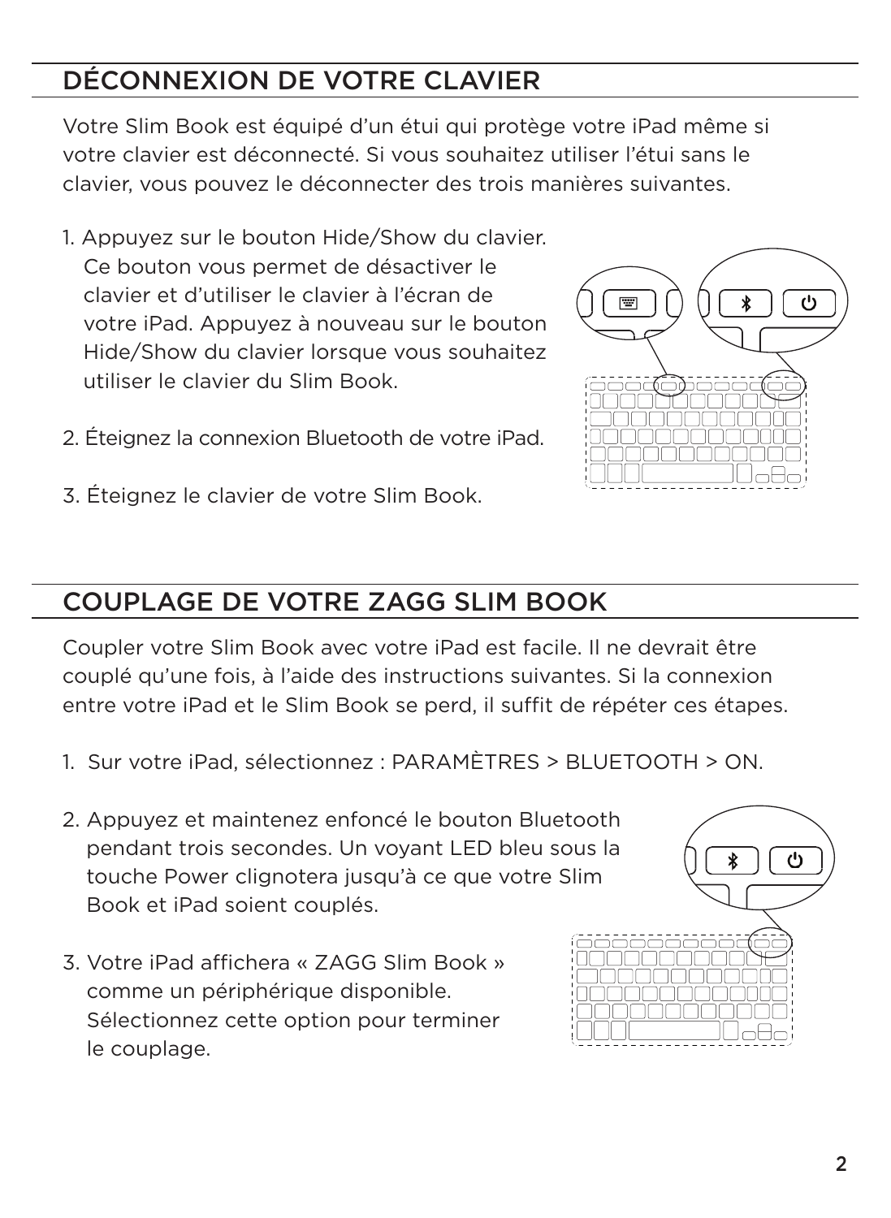## DÉCONNEXION DE VOTRE CLAVIER

Votre Slim Book est équipé d'un étui qui protège votre iPad même si votre clavier est déconnecté. Si vous souhaitez utiliser l'étui sans le clavier, vous pouvez le déconnecter des trois manières suivantes.

1. Appuyez sur le bouton Hide/Show du clavier. Ce bouton vous permet de désactiver le clavier et d'utiliser le clavier à l'écran de votre iPad. Appuyez à nouveau sur le bouton Hide/Show du clavier lorsque vous souhaitez utiliser le clavier du Slim Book.

2. Éteignez la connexion Bluetooth de votre iPad.

3. Éteignez le clavier de votre Slim Book.

## COUPLAGE DE VOTRE ZAGG SLIM BOOK

Coupler votre Slim Book avec votre iPad est facile. Il ne devrait être couplé qu'une fois, à l'aide des instructions suivantes. Si la connexion entre votre iPad et le Slim Book se perd, il suffit de répéter ces étapes.

1. Sur votre iPad, sélectionnez : PARAMÈTRES > BLUETOOTH > ON.

2. Appuyez et maintenez enfoncé le bouton Bluetooth pendant trois secondes. Un voyant LED bleu sous la touche Power clignotera jusqu'à ce que votre Slim Book et iPad soient couplés.

3. Votre iPad affichera « ZAGG Slim Book » comme un périphérique disponible. Sélectionnez cette option pour terminer le couplage.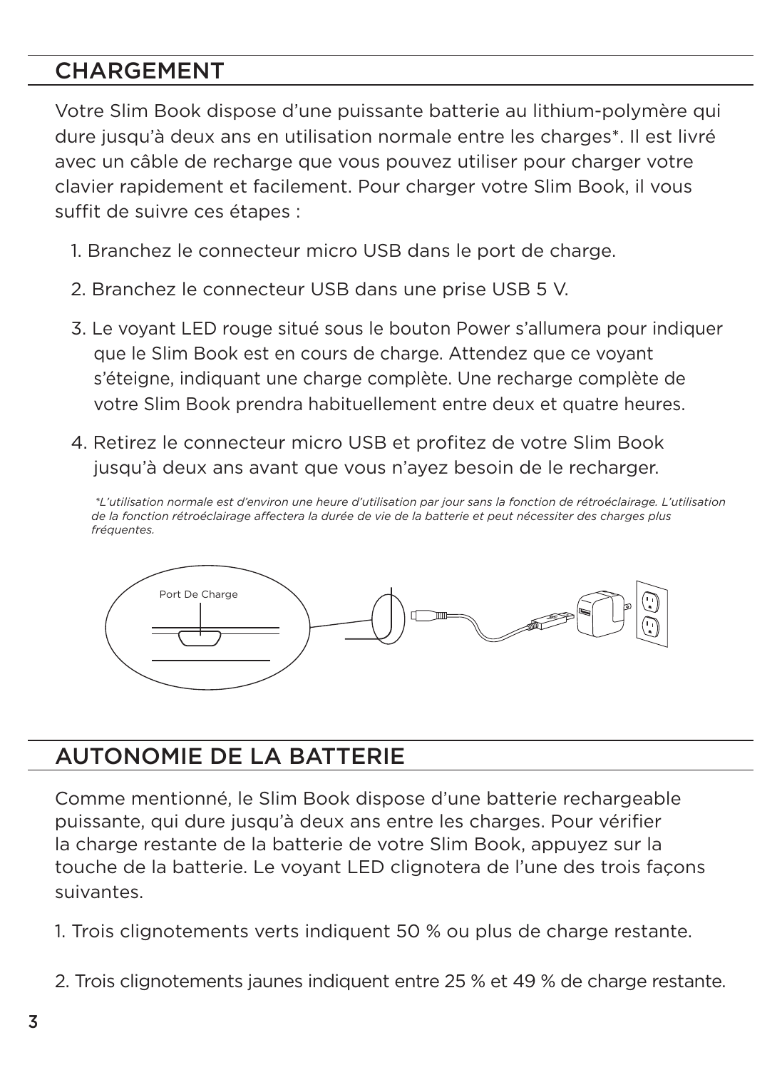## CHARGEMENT

Votre Slim Book dispose d'une puissante batterie au lithium-polymère qui dure jusqu'à deux ans en utilisation normale entre les charges*. Il est livré avec un câble de recharge que vous pouvez utiliser pour charger votre clavier rapidement et facilement. Pour charger votre Slim Book, il vous suffit de suivre ces étapes :

1. Branchez le connecteur micro USB dans le port de charge.
2. Branchez le connecteur USB dans une prise USB 5 V.
3. Le voyant LED rouge situé sous le bouton Power s'allumera pour indiquer que le Slim Book est en cours de charge. Attendez que ce voyant s'éteigne, indiquant une charge complète. Une recharge complète de votre Slim Book prendra habituellement entre deux et quatre heures.
4. Retirez le connecteur micro USB et profitez de votre Slim Book jusqu'à deux ans avant que vous n'ayez besoin de le recharger.

*\*L'utilisation normale est d'environ une heure d'utilisation par jour sans la fonction de rétroéclairage. L'utilisation de la fonction rétroéclairage affectera la durée de vie de la batterie et peut nécessiter des charges plus fréquentes.*

Port De Charge

## AUTONOMIE DE LA BATTERIE

Comme mentionné, le Slim Book dispose d'une batterie rechargeable puissante, qui dure jusqu'à deux ans entre les charges. Pour vérifier la charge restante de la batterie de votre Slim Book, appuyez sur la touche de la batterie. Le voyant LED clignotera de l'une des trois façons suivantes.

1. Trois clignotements verts indiquent 50 % ou plus de charge restante.
2. Trois clignotements jaunes indiquent entre 25 % et 49 % de charge restante.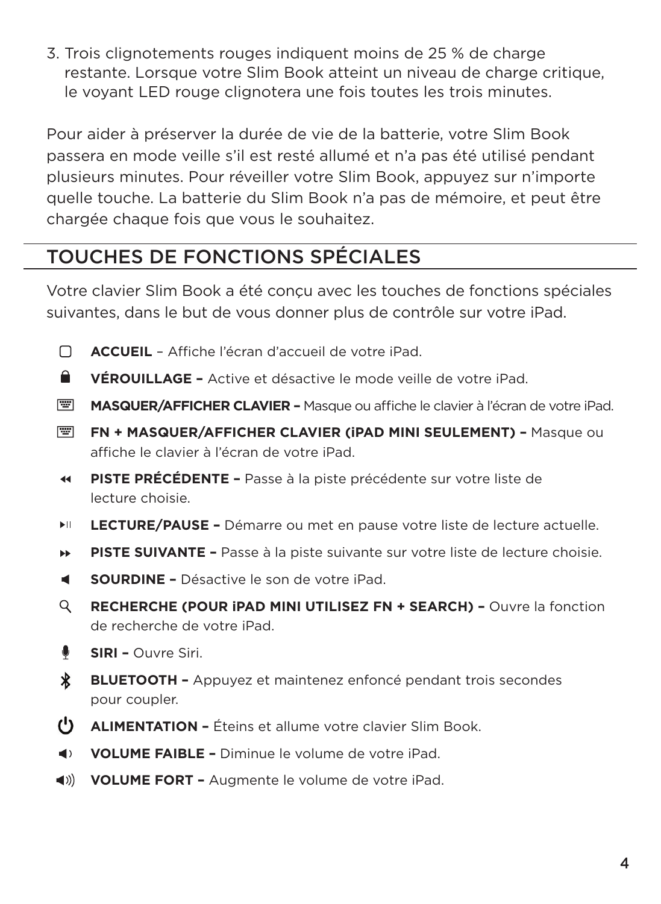3. Trois clignotements rouges indiquent moins de 25 % de charge restante. Lorsque votre Slim Book atteint un niveau de charge critique, le voyant LED rouge clignotera une fois toutes les trois minutes.

Pour aider à préserver la durée de vie de la batterie, votre Slim Book passera en mode veille s'il est resté allumé et n'a pas été utilisé pendant plusieurs minutes. Pour réveiller votre Slim Book, appuyez sur n'importe quelle touche. La batterie du Slim Book n'a pas de mémoire, et peut être chargée chaque fois que vous le souhaitez.

## TOUCHES DE FONCTIONS SPÉCIALES

Votre clavier Slim Book a été conçu avec les touches de fonctions spéciales suivantes, dans le but de vous donner plus de contrôle sur votre iPad.

- **ACCUEIL** – Affiche l'écran d'accueil de votre iPad.
- **VÉROUILLAGE –** Active et désactive le mode veille de votre iPad.
- **MASQUER/AFFICHER CLAVIER –** Masque ou affiche le clavier à l'écran de votre iPad.
- **FN + MASQUER/AFFICHER CLAVIER (iPAD MINI SEULEMENT) –** Masque ou affiche le clavier à l'écran de votre iPad.
- **PISTE PRÉCÉDENTE –** Passe à la piste précédente sur votre liste de lecture choisie.
- **LECTURE/PAUSE –** Démarre ou met en pause votre liste de lecture actuelle.
- **PISTE SUIVANTE –** Passe à la piste suivante sur votre liste de lecture choisie.
- **SOURDINE –** Désactive le son de votre iPad.
- **RECHERCHE (POUR iPAD MINI UTILISEZ FN + SEARCH) –** Ouvre la fonction de recherche de votre iPad.
- **SIRI –** Ouvre Siri.
- **BLUETOOTH –** Appuyez et maintenez enfoncé pendant trois secondes pour coupler.
- **ALIMENTATION –** Éteins et allume votre clavier Slim Book.
- **VOLUME FAIBLE –** Diminue le volume de votre iPad.
- **VOLUME FORT –** Augmente le volume de votre iPad.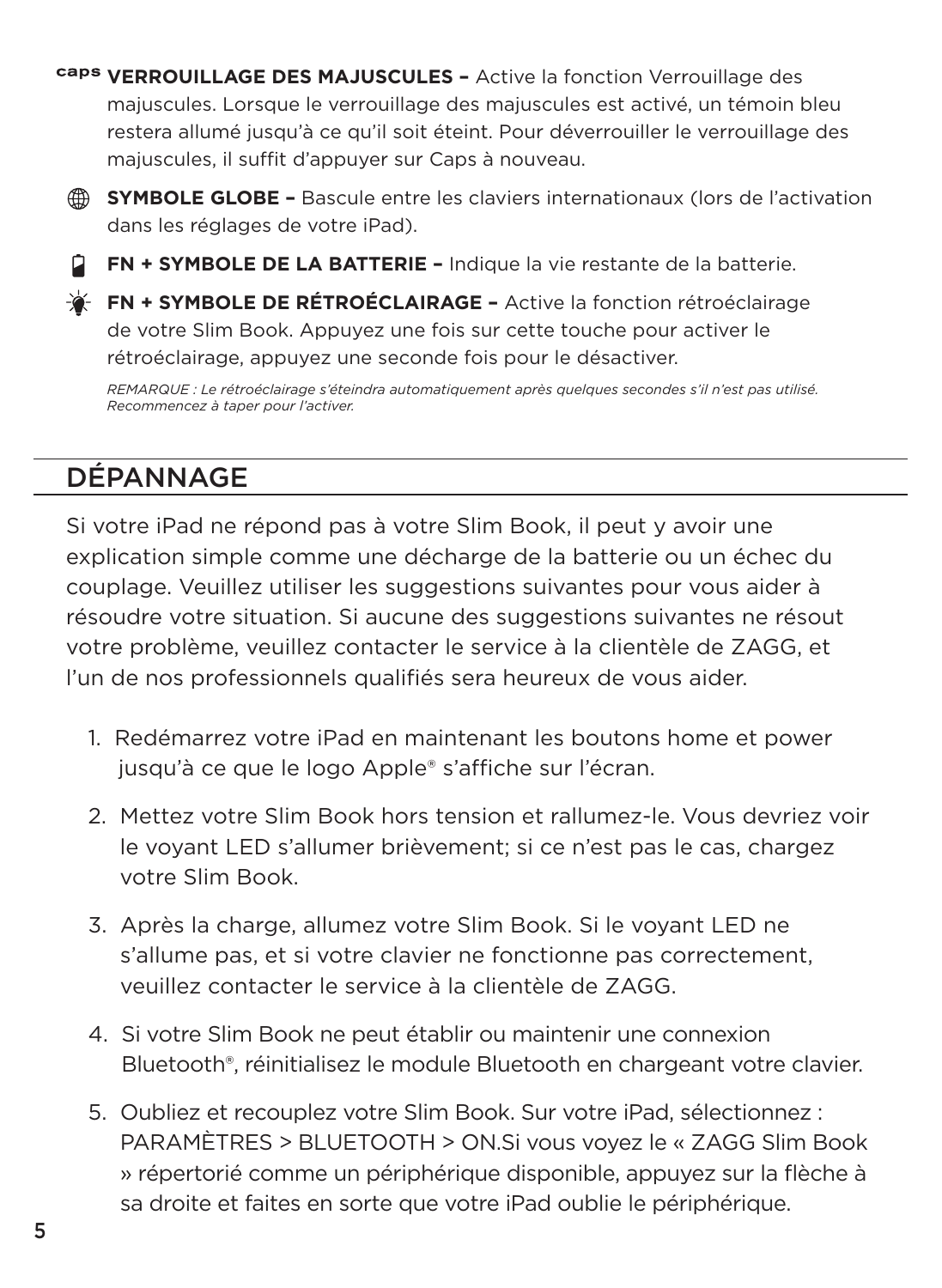**caps VERROUILLAGE DES MAJUSCULES –** Active la fonction Verrouillage des majuscules. Lorsque le verrouillage des majuscules est activé, un témoin bleu restera allumé jusqu'à ce qu'il soit éteint. Pour déverrouiller le verrouillage des majuscules, il suffit d'appuyer sur Caps à nouveau.

**SYMBOLE GLOBE –** Bascule entre les claviers internationaux (lors de l'activation dans les réglages de votre iPad).

**FN + SYMBOLE DE LA BATTERIE –** Indique la vie restante de la batterie.

**FN + SYMBOLE DE RÉTROÉCLAIRAGE –** Active la fonction rétroéclairage de votre Slim Book. Appuyez une fois sur cette touche pour activer le rétroéclairage, appuyez une seconde fois pour le désactiver.

*REMARQUE : Le rétroéclairage s'éteindra automatiquement après quelques secondes s'il n'est pas utilisé. Recommencez à taper pour l'activer.*

## DÉPANNAGE

Si votre iPad ne répond pas à votre Slim Book, il peut y avoir une explication simple comme une décharge de la batterie ou un échec du couplage. Veuillez utiliser les suggestions suivantes pour vous aider à résoudre votre situation. Si aucune des suggestions suivantes ne résout votre problème, veuillez contacter le service à la clientèle de ZAGG, et l'un de nos professionnels qualifiés sera heureux de vous aider.

1. Redémarrez votre iPad en maintenant les boutons home et power jusqu'à ce que le logo Apple® s'affiche sur l'écran.
2. Mettez votre Slim Book hors tension et rallumez-le. Vous devriez voir le voyant LED s'allumer brièvement; si ce n'est pas le cas, chargez votre Slim Book.
3. Après la charge, allumez votre Slim Book. Si le voyant LED ne s'allume pas, et si votre clavier ne fonctionne pas correctement, veuillez contacter le service à la clientèle de ZAGG.
4. Si votre Slim Book ne peut établir ou maintenir une connexion Bluetooth®, réinitialisez le module Bluetooth en chargeant votre clavier.
5. Oubliez et recouplez votre Slim Book. Sur votre iPad, sélectionnez : PARAMÈTRES > BLUETOOTH > ON.Si vous voyez le « ZAGG Slim Book » répertorié comme un périphérique disponible, appuyez sur la flèche à sa droite et faites en sorte que votre iPad oublie le périphérique.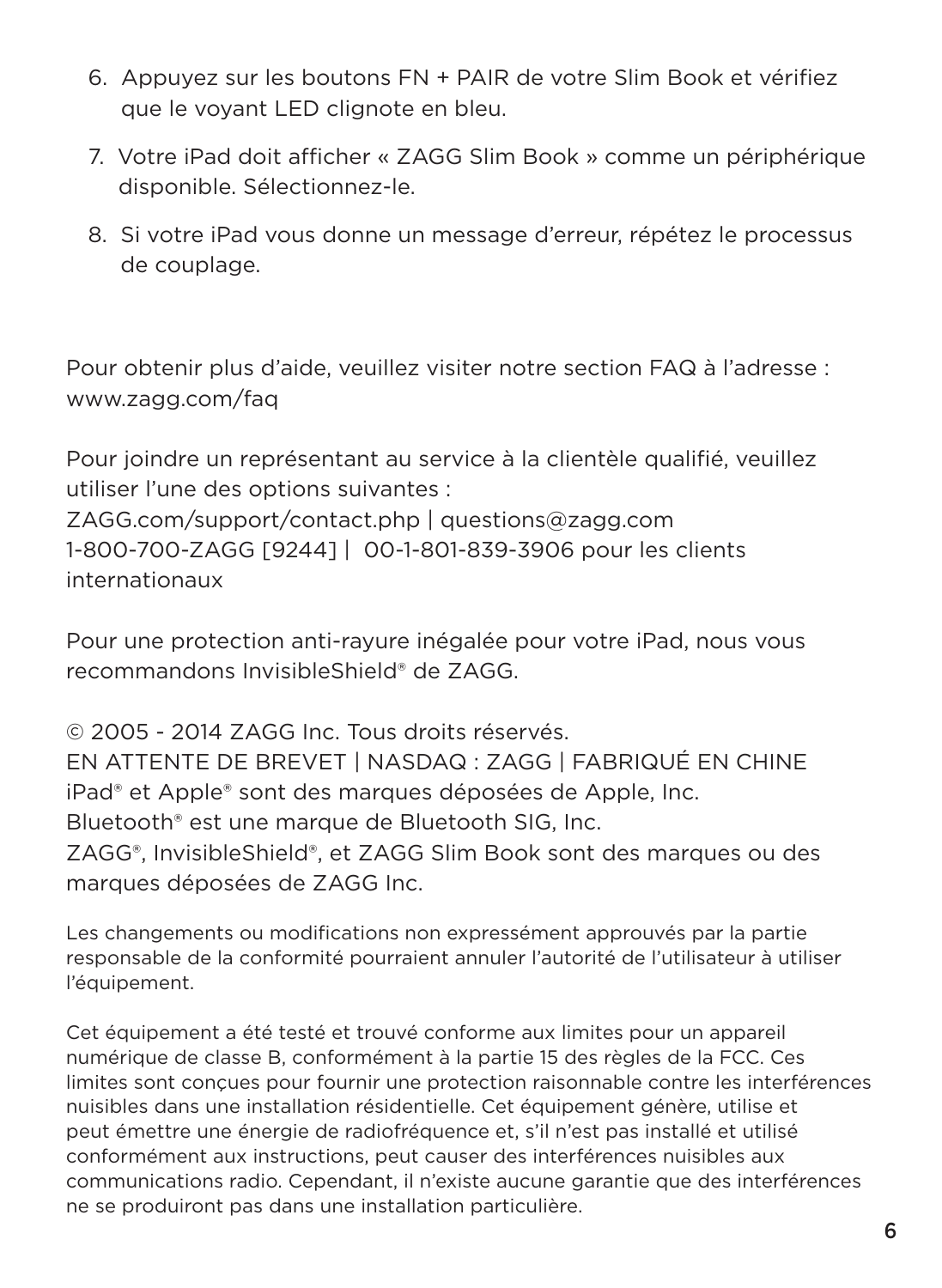6. Appuyez sur les boutons FN + PAIR de votre Slim Book et vérifiez que le voyant LED clignote en bleu.
7. Votre iPad doit afficher « ZAGG Slim Book » comme un périphérique disponible. Sélectionnez-le.
8. Si votre iPad vous donne un message d'erreur, répétez le processus de couplage.

Pour obtenir plus d'aide, veuillez visiter notre section FAQ à l'adresse : www.zagg.com/faq

Pour joindre un représentant au service à la clientèle qualifié, veuillez utiliser l'une des options suivantes :
ZAGG.com/support/contact.php | questions@zagg.com
1-800-700-ZAGG [9244] | 00-1-801-839-3906 pour les clients internationaux

Pour une protection anti-rayure inégalée pour votre iPad, nous vous recommandons InvisibleShield® de ZAGG.

© 2005 - 2014 ZAGG Inc. Tous droits réservés.
EN ATTENTE DE BREVET | NASDAQ : ZAGG | FABRIQUÉ EN CHINE
iPad® et Apple® sont des marques déposées de Apple, Inc.
Bluetooth® est une marque de Bluetooth SIG, Inc.
ZAGG®, InvisibleShield®, et ZAGG Slim Book sont des marques ou des marques déposées de ZAGG Inc.

Les changements ou modifications non expressément approuvés par la partie responsable de la conformité pourraient annuler l'autorité de l'utilisateur à utiliser l'équipement.

Cet équipement a été testé et trouvé conforme aux limites pour un appareil numérique de classe B, conformément à la partie 15 des règles de la FCC. Ces limites sont conçues pour fournir une protection raisonnable contre les interférences nuisibles dans une installation résidentielle. Cet équipement génère, utilise et peut émettre une énergie de radiofréquence et, s'il n'est pas installé et utilisé conformément aux instructions, peut causer des interférences nuisibles aux communications radio. Cependant, il n'existe aucune garantie que des interférences ne se produiront pas dans une installation particulière.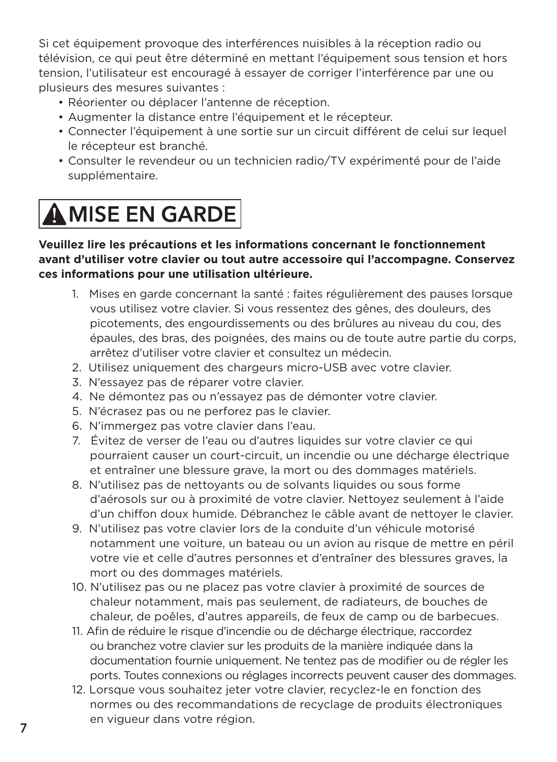Si cet équipement provoque des interférences nuisibles à la réception radio ou télévision, ce qui peut être déterminé en mettant l'équipement sous tension et hors tension, l'utilisateur est encouragé à essayer de corriger l'interférence par une ou plusieurs des mesures suivantes :

- Réorienter ou déplacer l'antenne de réception.
- Augmenter la distance entre l'équipement et le récepteur.
- Connecter l'équipement à une sortie sur un circuit différent de celui sur lequel le récepteur est branché.
- Consulter le revendeur ou un technicien radio/TV expérimenté pour de l'aide supplémentaire.

# ⚠ MISE EN GARDE

**Veuillez lire les précautions et les informations concernant le fonctionnement avant d'utiliser votre clavier ou tout autre accessoire qui l'accompagne. Conservez ces informations pour une utilisation ultérieure.**

1. Mises en garde concernant la santé : faites régulièrement des pauses lorsque vous utilisez votre clavier. Si vous ressentez des gênes, des douleurs, des picotements, des engourdissements ou des brûlures au niveau du cou, des épaules, des bras, des poignées, des mains ou de toute autre partie du corps, arrêtez d'utiliser votre clavier et consultez un médecin.
2. Utilisez uniquement des chargeurs micro-USB avec votre clavier.
3. N'essayez pas de réparer votre clavier.
4. Ne démontez pas ou n'essayez pas de démonter votre clavier.
5. N'écrasez pas ou ne perforez pas le clavier.
6. N'immergez pas votre clavier dans l'eau.
7. Évitez de verser de l'eau ou d'autres liquides sur votre clavier ce qui pourraient causer un court-circuit, un incendie ou une décharge électrique et entraîner une blessure grave, la mort ou des dommages matériels.
8. N'utilisez pas de nettoyants ou de solvants liquides ou sous forme d'aérosols sur ou à proximité de votre clavier. Nettoyez seulement à l'aide d'un chiffon doux humide. Débranchez le câble avant de nettoyer le clavier.
9. N'utilisez pas votre clavier lors de la conduite d'un véhicule motorisé notamment une voiture, un bateau ou un avion au risque de mettre en péril votre vie et celle d'autres personnes et d'entraîner des blessures graves, la mort ou des dommages matériels.
10. N'utilisez pas ou ne placez pas votre clavier à proximité de sources de chaleur notamment, mais pas seulement, de radiateurs, de bouches de chaleur, de poêles, d'autres appareils, de feux de camp ou de barbecues.
11. Afin de réduire le risque d'incendie ou de décharge électrique, raccordez ou branchez votre clavier sur les produits de la manière indiquée dans la documentation fournie uniquement. Ne tentez pas de modifier ou de régler les ports. Toutes connexions ou réglages incorrects peuvent causer des dommages.
12. Lorsque vous souhaitez jeter votre clavier, recyclez-le en fonction des normes ou des recommandations de recyclage de produits électroniques en vigueur dans votre région.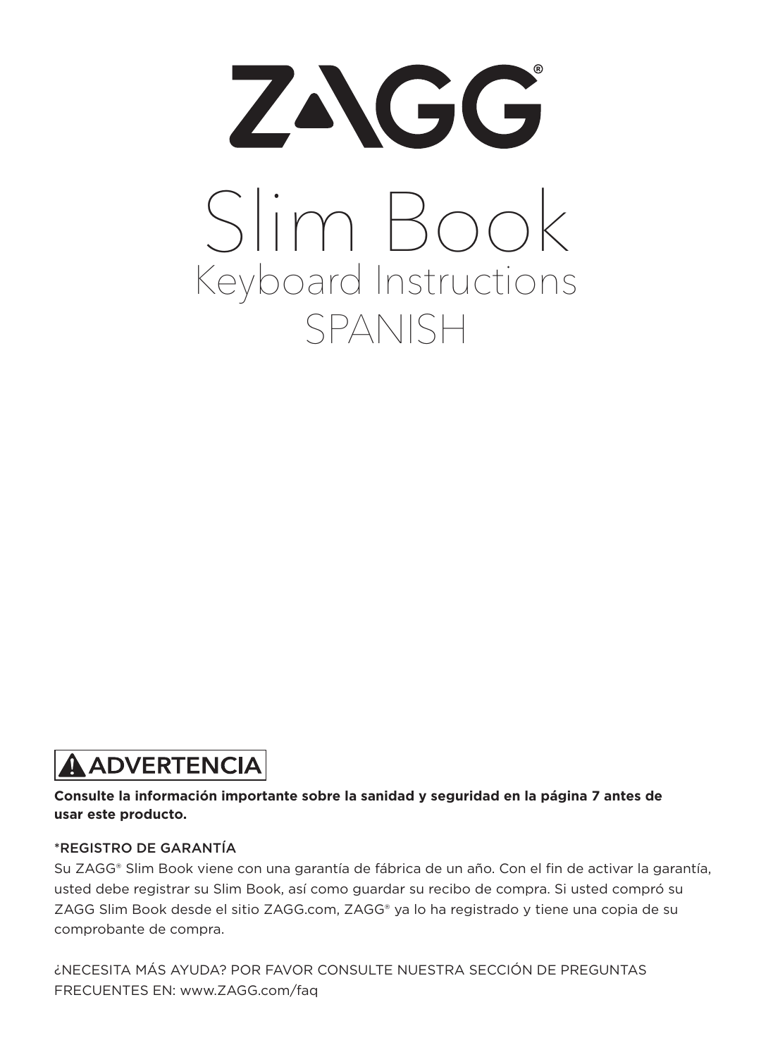# ZAGG®

# Slim Book

## Keyboard Instructions

## SPANISH

**⚠ ADVERTENCIA**

**Consulte la información importante sobre la sanidad y seguridad en la página 7 antes de usar este producto.**

*REGISTRO DE GARANTÍA

Su ZAGG® Slim Book viene con una garantía de fábrica de un año. Con el fin de activar la garantía, usted debe registrar su Slim Book, así como guardar su recibo de compra. Si usted compró su ZAGG Slim Book desde el sitio ZAGG.com, ZAGG® ya lo ha registrado y tiene una copia de su comprobante de compra.

¿NECESITA MÁS AYUDA? POR FAVOR CONSULTE NUESTRA SECCIÓN DE PREGUNTAS FRECUENTES EN: www.ZAGG.com/faq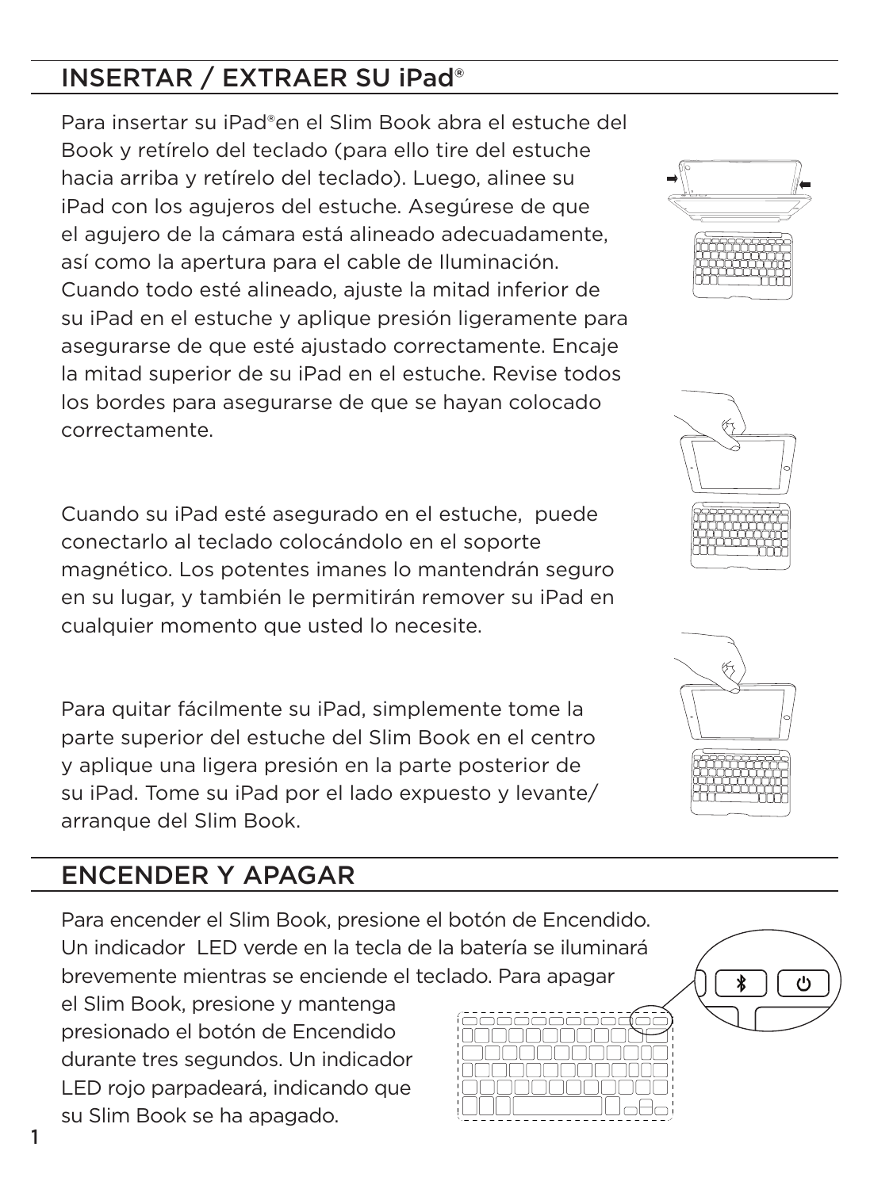## INSERTAR / EXTRAER SU iPad®

Para insertar su iPad® en el Slim Book abra el estuche del Book y retírelo del teclado (para ello tire del estuche hacia arriba y retírelo del teclado). Luego, alinee su iPad con los agujeros del estuche. Asegúrese de que el agujero de la cámara está alineado adecuadamente, así como la apertura para el cable de Iluminación. Cuando todo esté alineado, ajuste la mitad inferior de su iPad en el estuche y aplique presión ligeramente para asegurarse de que esté ajustado correctamente. Encaje la mitad superior de su iPad en el estuche. Revise todos los bordes para asegurarse de que se hayan colocado correctamente.

Cuando su iPad esté asegurado en el estuche, puede conectarlo al teclado colocándolo en el soporte magnético. Los potentes imanes lo mantendrán seguro en su lugar, y también le permitirán remover su iPad en cualquier momento que usted lo necesite.

Para quitar fácilmente su iPad, simplemente tome la parte superior del estuche del Slim Book en el centro y aplique una ligera presión en la parte posterior de su iPad. Tome su iPad por el lado expuesto y levante/arranque del Slim Book.

## ENCENDER Y APAGAR

Para encender el Slim Book, presione el botón de Encendido. Un indicador LED verde en la tecla de la batería se iluminará brevemente mientras se enciende el teclado. Para apagar el Slim Book, presione y mantenga presionado el botón de Encendido durante tres segundos. Un indicador LED rojo parpadeará, indicando que su Slim Book se ha apagado.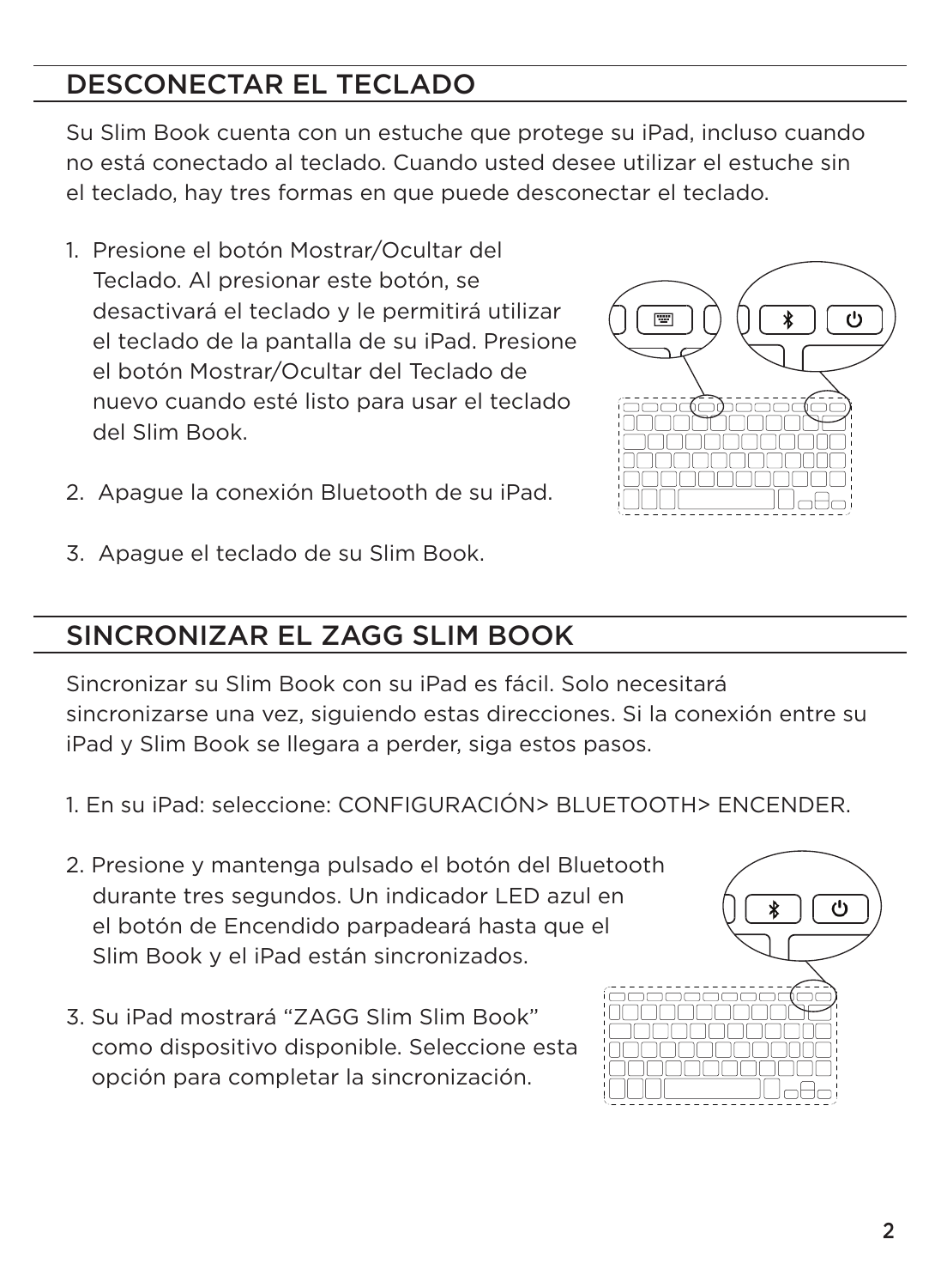## DESCONECTAR EL TECLADO

Su Slim Book cuenta con un estuche que protege su iPad, incluso cuando no está conectado al teclado. Cuando usted desee utilizar el estuche sin el teclado, hay tres formas en que puede desconectar el teclado.

1. Presione el botón Mostrar/Ocultar del Teclado. Al presionar este botón, se desactivará el teclado y le permitirá utilizar el teclado de la pantalla de su iPad. Presione el botón Mostrar/Ocultar del Teclado de nuevo cuando esté listo para usar el teclado del Slim Book.
2. Apague la conexión Bluetooth de su iPad.
3. Apague el teclado de su Slim Book.

## SINCRONIZAR EL ZAGG SLIM BOOK

Sincronizar su Slim Book con su iPad es fácil. Solo necesitará sincronizarse una vez, siguiendo estas direcciones. Si la conexión entre su iPad y Slim Book se llegara a perder, siga estos pasos.

1. En su iPad: seleccione: CONFIGURACIÓN> BLUETOOTH> ENCENDER.
2. Presione y mantenga pulsado el botón del Bluetooth durante tres segundos. Un indicador LED azul en el botón de Encendido parpadeará hasta que el Slim Book y el iPad están sincronizados.
3. Su iPad mostrará “ZAGG Slim Slim Book” como dispositivo disponible. Seleccione esta opción para completar la sincronización.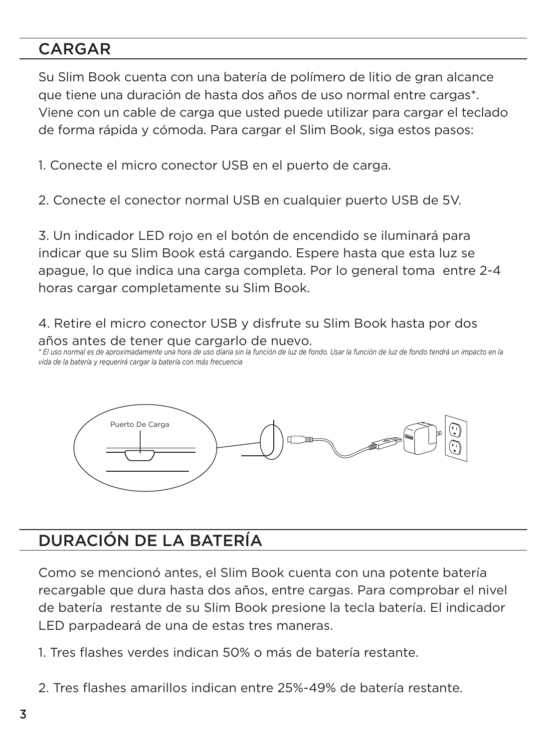## CARGAR

Su Slim Book cuenta con una batería de polímero de litio de gran alcance que tiene una duración de hasta dos años de uso normal entre cargas*. Viene con un cable de carga que usted puede utilizar para cargar el teclado de forma rápida y cómoda. Para cargar el Slim Book, siga estos pasos:

1. Conecte el micro conector USB en el puerto de carga.

2. Conecte el conector normal USB en cualquier puerto USB de 5V.

3. Un indicador LED rojo en el botón de encendido se iluminará para indicar que su Slim Book está cargando. Espere hasta que esta luz se apague, lo que indica una carga completa. Por lo general toma entre 2-4 horas cargar completamente su Slim Book.

4. Retire el micro conector USB y disfrute su Slim Book hasta por dos años antes de tener que cargarlo de nuevo.

*\* El uso normal es de aproximadamente una hora de uso diaria sin la función de luz de fondo. Usar la función de luz de fondo tendrá un impacto en la vida de la batería y requerirá cargar la batería con más frecuencia*

Puerto De Carga

## DURACIÓN DE LA BATERÍA

Como se mencionó antes, el Slim Book cuenta con una potente batería recargable que dura hasta dos años, entre cargas. Para comprobar el nivel de batería restante de su Slim Book presione la tecla batería. El indicador LED parpadeará de una de estas tres maneras.

1. Tres flashes verdes indican 50% o más de batería restante.

2. Tres flashes amarillos indican entre 25%-49% de batería restante.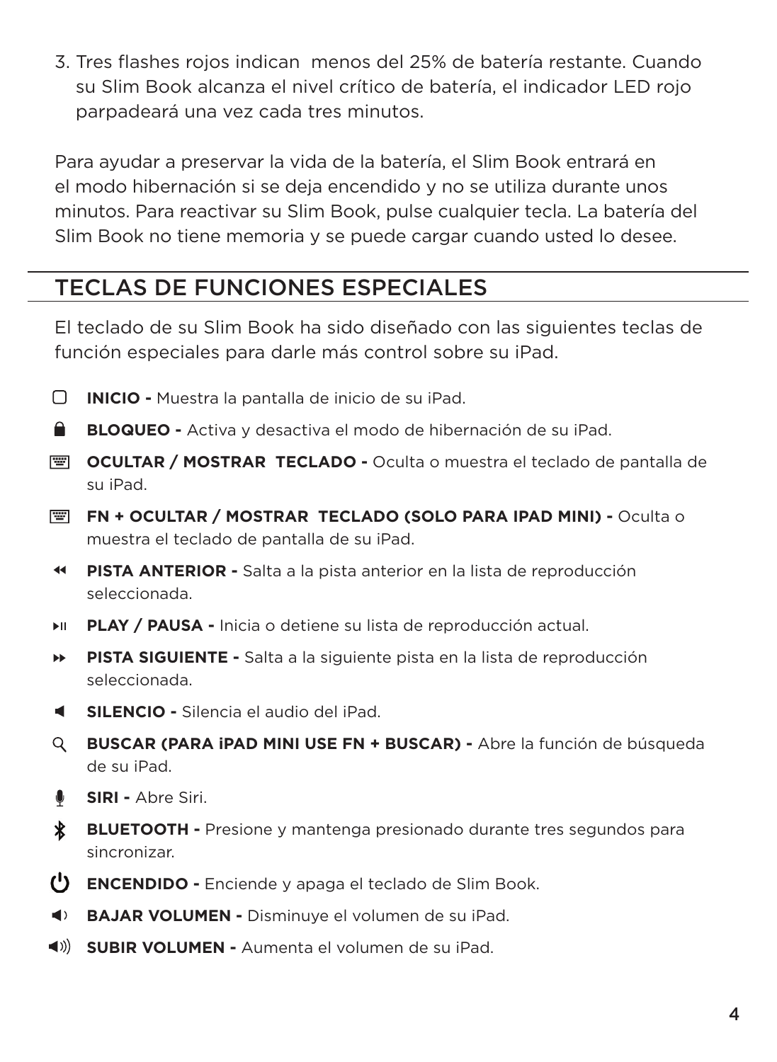3. Tres flashes rojos indican menos del 25% de batería restante. Cuando su Slim Book alcanza el nivel crítico de batería, el indicador LED rojo parpadeará una vez cada tres minutos.

Para ayudar a preservar la vida de la batería, el Slim Book entrará en el modo hibernación si se deja encendido y no se utiliza durante unos minutos. Para reactivar su Slim Book, pulse cualquier tecla. La batería del Slim Book no tiene memoria y se puede cargar cuando usted lo desee.

## TECLAS DE FUNCIONES ESPECIALES

El teclado de su Slim Book ha sido diseñado con las siguientes teclas de función especiales para darle más control sobre su iPad.

- **INICIO -** Muestra la pantalla de inicio de su iPad.
- **BLOQUEO -** Activa y desactiva el modo de hibernación de su iPad.
- **OCULTAR / MOSTRAR TECLADO -** Oculta o muestra el teclado de pantalla de su iPad.
- **FN + OCULTAR / MOSTRAR TECLADO (SOLO PARA IPAD MINI) -** Oculta o muestra el teclado de pantalla de su iPad.
- **PISTA ANTERIOR -** Salta a la pista anterior en la lista de reproducción seleccionada.
- **PLAY / PAUSA -** Inicia o detiene su lista de reproducción actual.
- **PISTA SIGUIENTE -** Salta a la siguiente pista en la lista de reproducción seleccionada.
- **SILENCIO -** Silencia el audio del iPad.
- **BUSCAR (PARA iPAD MINI USE FN + BUSCAR) -** Abre la función de búsqueda de su iPad.
- **SIRI -** Abre Siri.
- **BLUETOOTH -** Presione y mantenga presionado durante tres segundos para sincronizar.
- **ENCENDIDO -** Enciende y apaga el teclado de Slim Book.
- **BAJAR VOLUMEN -** Disminuye el volumen de su iPad.
- **SUBIR VOLUMEN -** Aumenta el volumen de su iPad.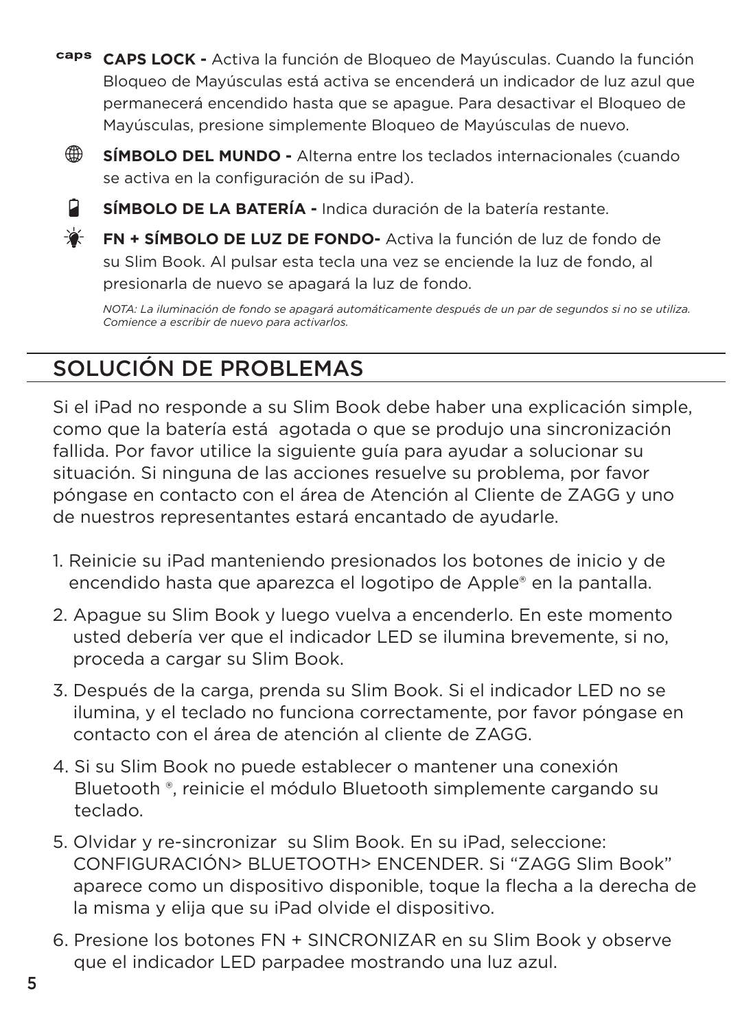caps **CAPS LOCK -** Activa la función de Bloqueo de Mayúsculas. Cuando la función Bloqueo de Mayúsculas está activa se encenderá un indicador de luz azul que permanecerá encendido hasta que se apague. Para desactivar el Bloqueo de Mayúsculas, presione simplemente Bloqueo de Mayúsculas de nuevo.

**SÍMBOLO DEL MUNDO -** Alterna entre los teclados internacionales (cuando se activa en la configuración de su iPad).

**SÍMBOLO DE LA BATERÍA -** Indica duración de la batería restante.

**FN + SÍMBOLO DE LUZ DE FONDO-** Activa la función de luz de fondo de su Slim Book. Al pulsar esta tecla una vez se enciende la luz de fondo, al presionarla de nuevo se apagará la luz de fondo.

*NOTA: La iluminación de fondo se apagará automáticamente después de un par de segundos si no se utiliza. Comience a escribir de nuevo para activarlos.*

## SOLUCIÓN DE PROBLEMAS

Si el iPad no responde a su Slim Book debe haber una explicación simple, como que la batería está agotada o que se produjo una sincronización fallida. Por favor utilice la siguiente guía para ayudar a solucionar su situación. Si ninguna de las acciones resuelve su problema, por favor póngase en contacto con el área de Atención al Cliente de ZAGG y uno de nuestros representantes estará encantado de ayudarle.

1. Reinicie su iPad manteniendo presionados los botones de inicio y de encendido hasta que aparezca el logotipo de Apple® en la pantalla.
2. Apague su Slim Book y luego vuelva a encenderlo. En este momento usted debería ver que el indicador LED se ilumina brevemente, si no, proceda a cargar su Slim Book.
3. Después de la carga, prenda su Slim Book. Si el indicador LED no se ilumina, y el teclado no funciona correctamente, por favor póngase en contacto con el área de atención al cliente de ZAGG.
4. Si su Slim Book no puede establecer o mantener una conexión Bluetooth ®, reinicie el módulo Bluetooth simplemente cargando su teclado.
5. Olvidar y re-sincronizar su Slim Book. En su iPad, seleccione: CONFIGURACIÓN> BLUETOOTH> ENCENDER. Si “ZAGG Slim Book” aparece como un dispositivo disponible, toque la flecha a la derecha de la misma y elija que su iPad olvide el dispositivo.
6. Presione los botones FN + SINCRONIZAR en su Slim Book y observe que el indicador LED parpadee mostrando una luz azul.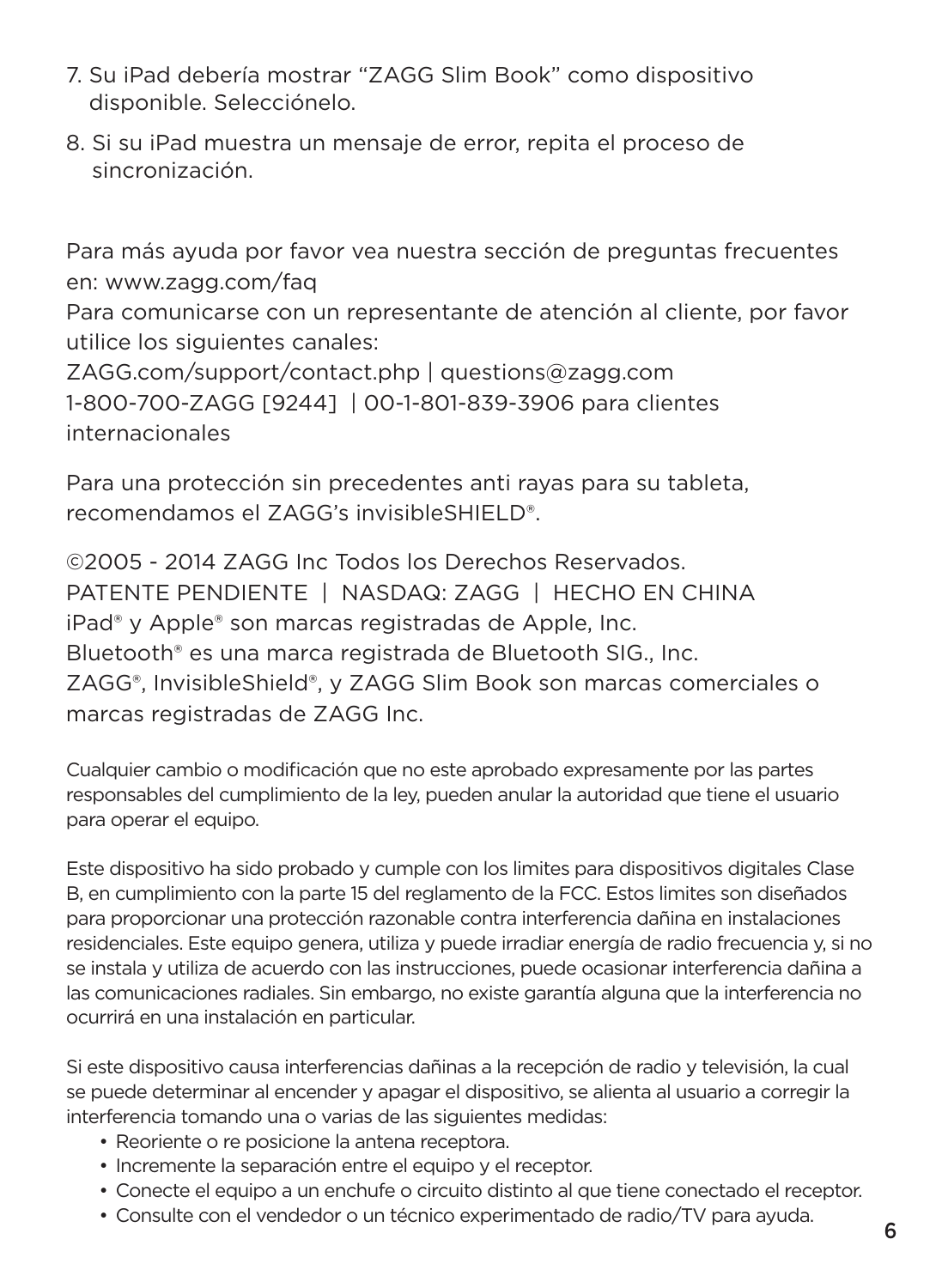7. Su iPad debería mostrar “ZAGG Slim Book” como dispositivo disponible. Selecciónelo.
8. Si su iPad muestra un mensaje de error, repita el proceso de sincronización.

Para más ayuda por favor vea nuestra sección de preguntas frecuentes en: www.zagg.com/faq
Para comunicarse con un representante de atención al cliente, por favor utilice los siguientes canales:
ZAGG.com/support/contact.php | questions@zagg.com
1-800-700-ZAGG [9244] | 00-1-801-839-3906 para clientes internacionales

Para una protección sin precedentes anti rayas para su tableta, recomendamos el ZAGG’s invisibleSHIELD®.

©2005 - 2014 ZAGG Inc Todos los Derechos Reservados.
PATENTE PENDIENTE | NASDAQ: ZAGG | HECHO EN CHINA
iPad® y Apple® son marcas registradas de Apple, Inc.
Bluetooth® es una marca registrada de Bluetooth SIG., Inc.
ZAGG®, InvisibleShield®, y ZAGG Slim Book son marcas comerciales o marcas registradas de ZAGG Inc.

Cualquier cambio o modificación que no este aprobado expresamente por las partes responsables del cumplimiento de la ley, pueden anular la autoridad que tiene el usuario para operar el equipo.

Este dispositivo ha sido probado y cumple con los limites para dispositivos digitales Clase B, en cumplimiento con la parte 15 del reglamento de la FCC. Estos limites son diseñados para proporcionar una protección razonable contra interferencia dañina en instalaciones residenciales. Este equipo genera, utiliza y puede irradiar energía de radio frecuencia y, si no se instala y utiliza de acuerdo con las instrucciones, puede ocasionar interferencia dañina a las comunicaciones radiales. Sin embargo, no existe garantía alguna que la interferencia no ocurrirá en una instalación en particular.

Si este dispositivo causa interferencias dañinas a la recepción de radio y televisión, la cual se puede determinar al encender y apagar el dispositivo, se alienta al usuario a corregir la interferencia tomando una o varias de las siguientes medidas:

- Reoriente o re posicione la antena receptora.
- Incremente la separación entre el equipo y el receptor.
- Conecte el equipo a un enchufe o circuito distinto al que tiene conectado el receptor.
- Consulte con el vendedor o un técnico experimentado de radio/TV para ayuda.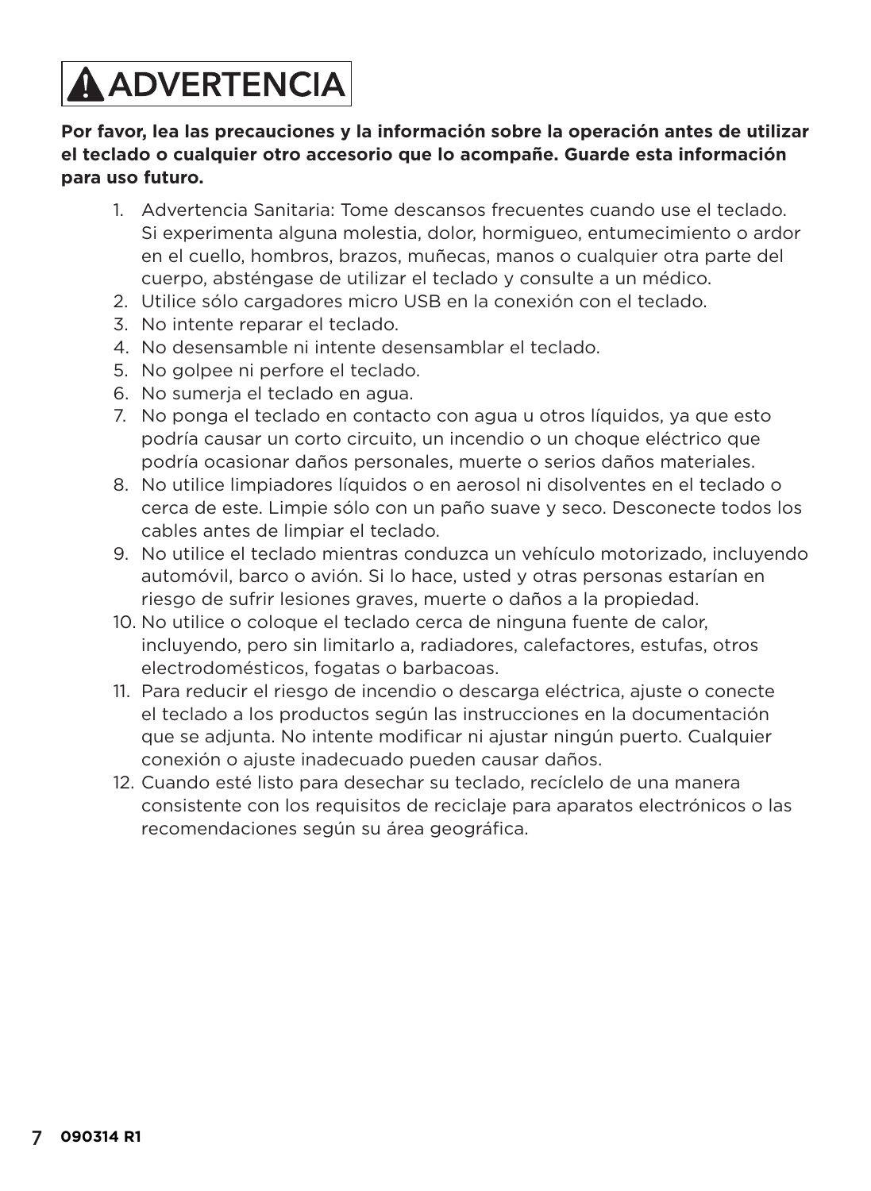# ⚠ ADVERTENCIA

**Por favor, lea las precauciones y la información sobre la operación antes de utilizar el teclado o cualquier otro accesorio que lo acompañe. Guarde esta información para uso futuro.**

1. Advertencia Sanitaria: Tome descansos frecuentes cuando use el teclado. Si experimenta alguna molestia, dolor, hormigueo, entumecimiento o ardor en el cuello, hombros, brazos, muñecas, manos o cualquier otra parte del cuerpo, absténgase de utilizar el teclado y consulte a un médico.
2. Utilice sólo cargadores micro USB en la conexión con el teclado.
3. No intente reparar el teclado.
4. No desensamble ni intente desensamblar el teclado.
5. No golpee ni perfore el teclado.
6. No sumerja el teclado en agua.
7. No ponga el teclado en contacto con agua u otros líquidos, ya que esto podría causar un corto circuito, un incendio o un choque eléctrico que podría ocasionar daños personales, muerte o serios daños materiales.
8. No utilice limpiadores líquidos o en aerosol ni disolventes en el teclado o cerca de este. Limpie sólo con un paño suave y seco. Desconecte todos los cables antes de limpiar el teclado.
9. No utilice el teclado mientras conduzca un vehículo motorizado, incluyendo automóvil, barco o avión. Si lo hace, usted y otras personas estarían en riesgo de sufrir lesiones graves, muerte o daños a la propiedad.
10. No utilice o coloque el teclado cerca de ninguna fuente de calor, incluyendo, pero sin limitarlo a, radiadores, calefactores, estufas, otros electrodomésticos, fogatas o barbacoas.
11. Para reducir el riesgo de incendio o descarga eléctrica, ajuste o conecte el teclado a los productos según las instrucciones en la documentación que se adjunta. No intente modificar ni ajustar ningún puerto. Cualquier conexión o ajuste inadecuado pueden causar daños.
12. Cuando esté listo para desechar su teclado, recíclelo de una manera consistente con los requisitos de reciclaje para aparatos electrónicos o las recomendaciones según su área geográfica.

**090314 R1**